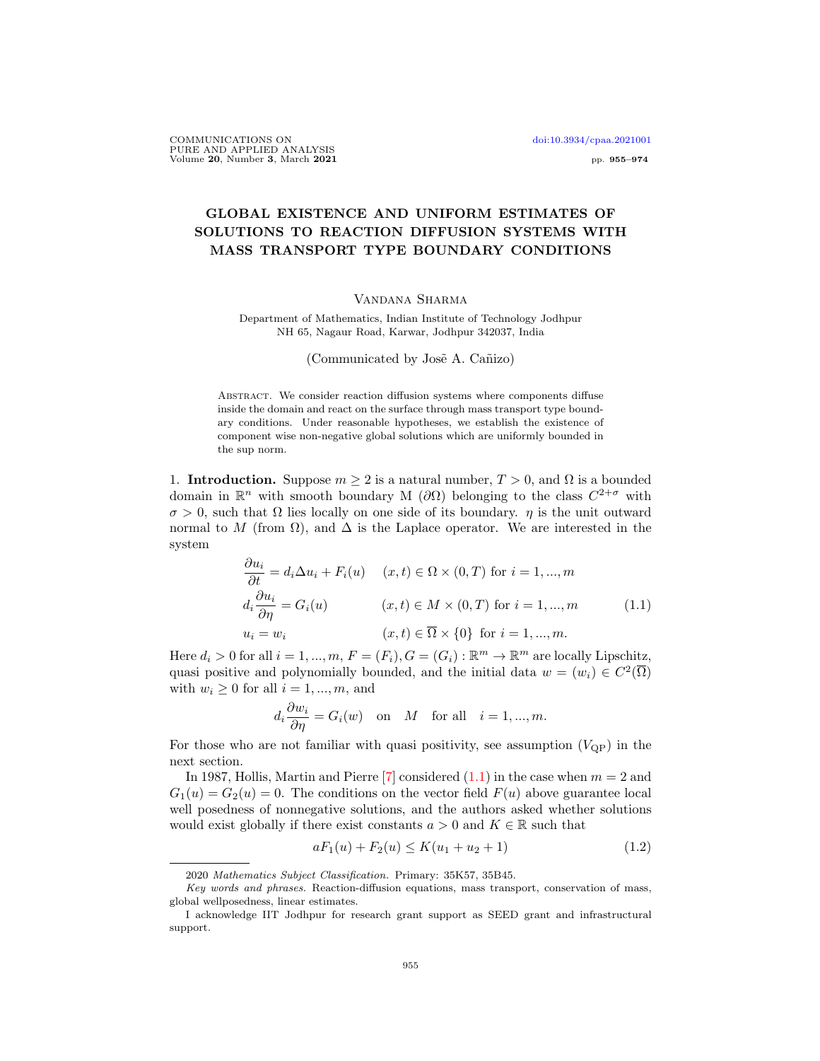# GLOBAL EXISTENCE AND UNIFORM ESTIMATES OF SOLUTIONS TO REACTION DIFFUSION SYSTEMS WITH MASS TRANSPORT TYPE BOUNDARY CONDITIONS

Vandana Sharma

Department of Mathematics, Indian Institute of Technology Jodhpur
NH 65, Nagaur Road, Karwar, Jodhpur 342037, India

(Communicated by Josẽ A. Cañizo)

Abstract. We consider reaction diffusion systems where components diffuse inside the domain and react on the surface through mass transport type boundary conditions. Under reasonable hypotheses, we establish the existence of component wise non-negative global solutions which are uniformly bounded in the sup norm.

1. **Introduction.** Suppose $m \geq 2$ is a natural number, $T > 0$, and $\Omega$ is a bounded domain in $\mathbb{R}^n$ with smooth boundary M ($\partial\Omega$) belonging to the class $C^{2+\sigma}$ with $\sigma > 0$, such that $\Omega$ lies locally on one side of its boundary. $\eta$ is the unit outward normal to $M$ (from $\Omega$), and $\Delta$ is the Laplace operator. We are interested in the system

$$
\begin{aligned}
\frac{\partial u_i}{\partial t} &= d_i \Delta u_i + F_i(u) && (x,t) \in \Omega \times (0,T) \text{ for } i = 1, ..., m \\
d_i \frac{\partial u_i}{\partial \eta} &= G_i(u) && (x,t) \in M \times (0,T) \text{ for } i = 1, ..., m \\
u_i &= w_i && (x,t) \in \overline{\Omega} \times \{0\} \text{ for } i = 1, ..., m.
\end{aligned}
\tag{1.1}
$$

Here $d_i > 0$ for all $i = 1, ..., m$, $F = (F_i), G = (G_i) : \mathbb{R}^m \to \mathbb{R}^m$ are locally Lipschitz, quasi positive and polynomially bounded, and the initial data $w = (w_i) \in C^2(\overline{\Omega})$ with $w_i \geq 0$ for all $i = 1, ..., m$, and

$$
d_i \frac{\partial w_i}{\partial \eta} = G_i(w) \quad \text{on} \quad M \quad \text{for all} \quad i = 1, ..., m.
$$

For those who are not familiar with quasi positivity, see assumption ($V_{\text{QP}}$) in the next section.

In 1987, Hollis, Martin and Pierre [7] considered (1.1) in the case when $m = 2$ and $G_1(u) = G_2(u) = 0$. The conditions on the vector field $F(u)$ above guarantee local well posedness of nonnegative solutions, and the authors asked whether solutions would exist globally if there exist constants $a > 0$ and $K \in \mathbb{R}$ such that

$$
aF_1(u) + F_2(u) \leq K(u_1 + u_2 + 1) \tag{1.2}
$$

2020 *Mathematics Subject Classification.* Primary: 35K57, 35B45.

*Key words and phrases.* Reaction-diffusion equations, mass transport, conservation of mass, global wellposedness, linear estimates.

I acknowledge IIT Jodhpur for research grant support as SEED grant and infrastructural support.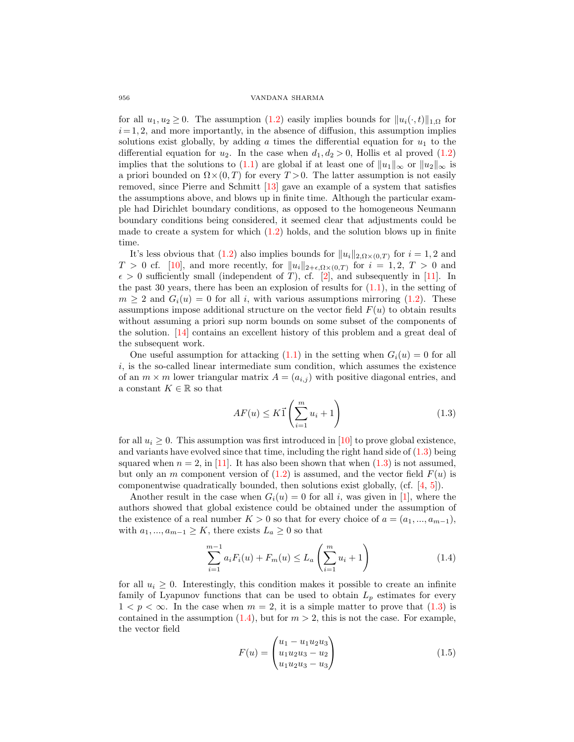for all $u_1, u_2 \geq 0$. The assumption (1.2) easily implies bounds for $\|u_i(\cdot,t)\|_{1,\Omega}$ for $i=1,2$, and more importantly, in the absence of diffusion, this assumption implies solutions exist globally, by adding $a$ times the differential equation for $u_1$ to the differential equation for $u_2$. In the case when $d_1, d_2 > 0$, Hollis et al proved (1.2) implies that the solutions to (1.1) are global if at least one of $\|u_1\|_\infty$ or $\|u_2\|_\infty$ is a priori bounded on $\Omega \times (0,T)$ for every $T > 0$. The latter assumption is not easily removed, since Pierre and Schmitt [13] gave an example of a system that satisfies the assumptions above, and blows up in finite time. Although the particular example had Dirichlet boundary conditions, as opposed to the homogeneous Neumann boundary conditions being considered, it seemed clear that adjustments could be made to create a system for which (1.2) holds, and the solution blows up in finite time.

It's less obvious that (1.2) also implies bounds for $\|u_i\|_{2,\Omega\times(0,T)}$ for $i = 1,2$ and $T > 0$ cf. [10], and more recently, for $\|u_i\|_{2+\epsilon,\Omega\times(0,T)}$ for $i = 1,2$, $T > 0$ and $\epsilon > 0$ sufficiently small (independent of $T$), cf. [2], and subsequently in [11]. In the past 30 years, there has been an explosion of results for (1.1), in the setting of $m \geq 2$ and $G_i(u) = 0$ for all $i$, with various assumptions mirroring (1.2). These assumptions impose additional structure on the vector field $F(u)$ to obtain results without assuming a priori sup norm bounds on some subset of the components of the solution. [14] contains an excellent history of this problem and a great deal of the subsequent work.

One useful assumption for attacking (1.1) in the setting when $G_i(u) = 0$ for all $i$, is the so-called linear intermediate sum condition, which assumes the existence of an $m \times m$ lower triangular matrix $A = (a_{i,j})$ with positive diagonal entries, and a constant $K \in \mathbb{R}$ so that

$$AF(u) \leq K\vec{1}\left(\sum_{i=1}^{m} u_i + 1\right) \tag{1.3}$$

for all $u_i \geq 0$. This assumption was first introduced in [10] to prove global existence, and variants have evolved since that time, including the right hand side of (1.3) being squared when $n = 2$, in [11]. It has also been shown that when (1.3) is not assumed, but only an $m$ component version of (1.2) is assumed, and the vector field $F(u)$ is componentwise quadratically bounded, then solutions exist globally, (cf. [4, 5]).

Another result in the case when $G_i(u) = 0$ for all $i$, was given in [1], where the authors showed that global existence could be obtained under the assumption of the existence of a real number $K > 0$ so that for every choice of $a = (a_1, ..., a_{m-1})$, with $a_1, ..., a_{m-1} \geq K$, there exists $L_a \geq 0$ so that

$$\sum_{i=1}^{m-1} a_i F_i(u) + F_m(u) \leq L_a \left(\sum_{i=1}^{m} u_i + 1\right) \tag{1.4}$$

for all $u_i \geq 0$. Interestingly, this condition makes it possible to create an infinite family of Lyapunov functions that can be used to obtain $L_p$ estimates for every $1 < p < \infty$. In the case when $m = 2$, it is a simple matter to prove that (1.3) is contained in the assumption (1.4), but for $m > 2$, this is not the case. For example, the vector field

$$F(u) = \begin{pmatrix} u_1 - u_1u_2u_3 \\ u_1u_2u_3 - u_2 \\ u_1u_2u_3 - u_3 \end{pmatrix} \tag{1.5}$$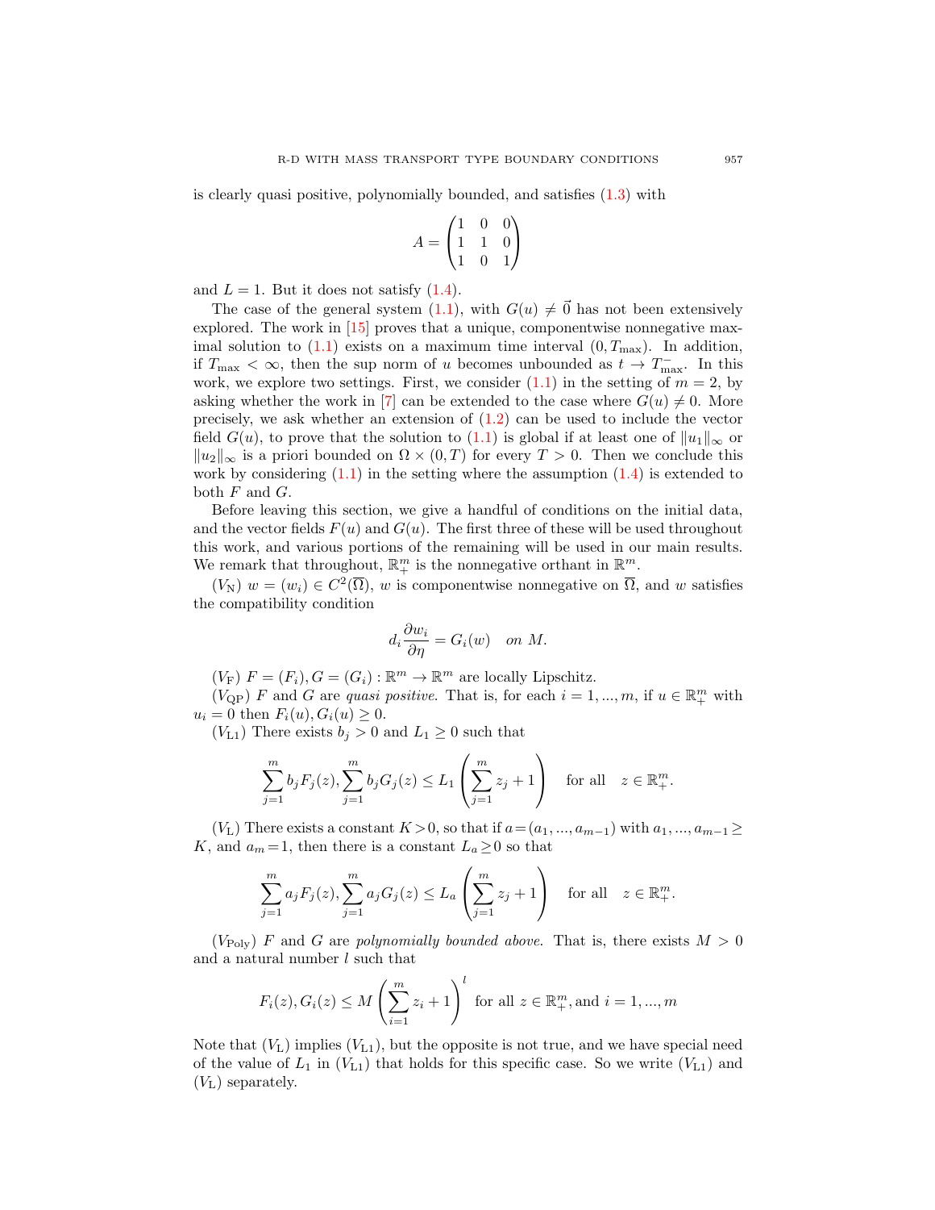is clearly quasi positive, polynomially bounded, and satisfies (1.3) with

$$A = \begin{pmatrix} 1 & 0 & 0 \\ 1 & 1 & 0 \\ 1 & 0 & 1 \end{pmatrix}$$

and $L = 1$. But it does not satisfy (1.4).

The case of the general system (1.1), with $G(u) \neq \vec{0}$ has not been extensively explored. The work in [15] proves that a unique, componentwise nonnegative maximal solution to (1.1) exists on a maximum time interval $(0, T_{\max})$. In addition, if $T_{\max} < \infty$, then the sup norm of $u$ becomes unbounded as $t \to T_{\max}^-$. In this work, we explore two settings. First, we consider (1.1) in the setting of $m = 2$, by asking whether the work in [7] can be extended to the case where $G(u) \neq 0$. More precisely, we ask whether an extension of (1.2) can be used to include the vector field $G(u)$, to prove that the solution to (1.1) is global if at least one of $\|u_1\|_\infty$ or $\|u_2\|_\infty$ is a priori bounded on $\Omega \times (0, T)$ for every $T > 0$. Then we conclude this work by considering (1.1) in the setting where the assumption (1.4) is extended to both $F$ and $G$.

Before leaving this section, we give a handful of conditions on the initial data, and the vector fields $F(u)$ and $G(u)$. The first three of these will be used throughout this work, and various portions of the remaining will be used in our main results. We remark that throughout, $\mathbb{R}_+^m$ is the nonnegative orthant in $\mathbb{R}^m$.

($V_{\mathrm{N}}$) $w = (w_i) \in C^2(\overline{\Omega})$, $w$ is componentwise nonnegative on $\overline{\Omega}$, and $w$ satisfies the compatibility condition

$$d_i \frac{\partial w_i}{\partial \eta} = G_i(w) \quad \textit{on } M.$$

($V_{\mathrm{F}}$) $F = (F_i), G = (G_i) : \mathbb{R}^m \to \mathbb{R}^m$ are locally Lipschitz.

($V_{\mathrm{QP}}$) $F$ and $G$ are *quasi positive*. That is, for each $i = 1, ..., m$, if $u \in \mathbb{R}_+^m$ with $u_i = 0$ then $F_i(u), G_i(u) \geq 0$.

($V_{\mathrm{L1}}$) There exists $b_j > 0$ and $L_1 \geq 0$ such that

$$\sum_{j=1}^m b_j F_j(z), \sum_{j=1}^m b_j G_j(z) \leq L_1 \left( \sum_{j=1}^m z_j + 1 \right) \quad \text{for all} \quad z \in \mathbb{R}_+^m.$$

($V_{\mathrm{L}}$) There exists a constant $K > 0$, so that if $a = (a_1, ..., a_{m-1})$ with $a_1, ..., a_{m-1} \geq K$, and $a_m = 1$, then there is a constant $L_a \geq 0$ so that

$$\sum_{j=1}^m a_j F_j(z), \sum_{j=1}^m a_j G_j(z) \leq L_a \left( \sum_{j=1}^m z_j + 1 \right) \quad \text{for all} \quad z \in \mathbb{R}_+^m.$$

($V_{\mathrm{Poly}}$) $F$ and $G$ are *polynomially bounded above*. That is, there exists $M > 0$ and a natural number $l$ such that

$$F_i(z), G_i(z) \leq M \left( \sum_{i=1}^m z_i + 1 \right)^l \text{ for all } z \in \mathbb{R}_+^m, \text{and } i = 1, ..., m$$

Note that ($V_{\mathrm{L}}$) implies ($V_{\mathrm{L1}}$), but the opposite is not true, and we have special need of the value of $L_1$ in ($V_{\mathrm{L1}}$) that holds for this specific case. So we write ($V_{\mathrm{L1}}$) and ($V_{\mathrm{L}}$) separately.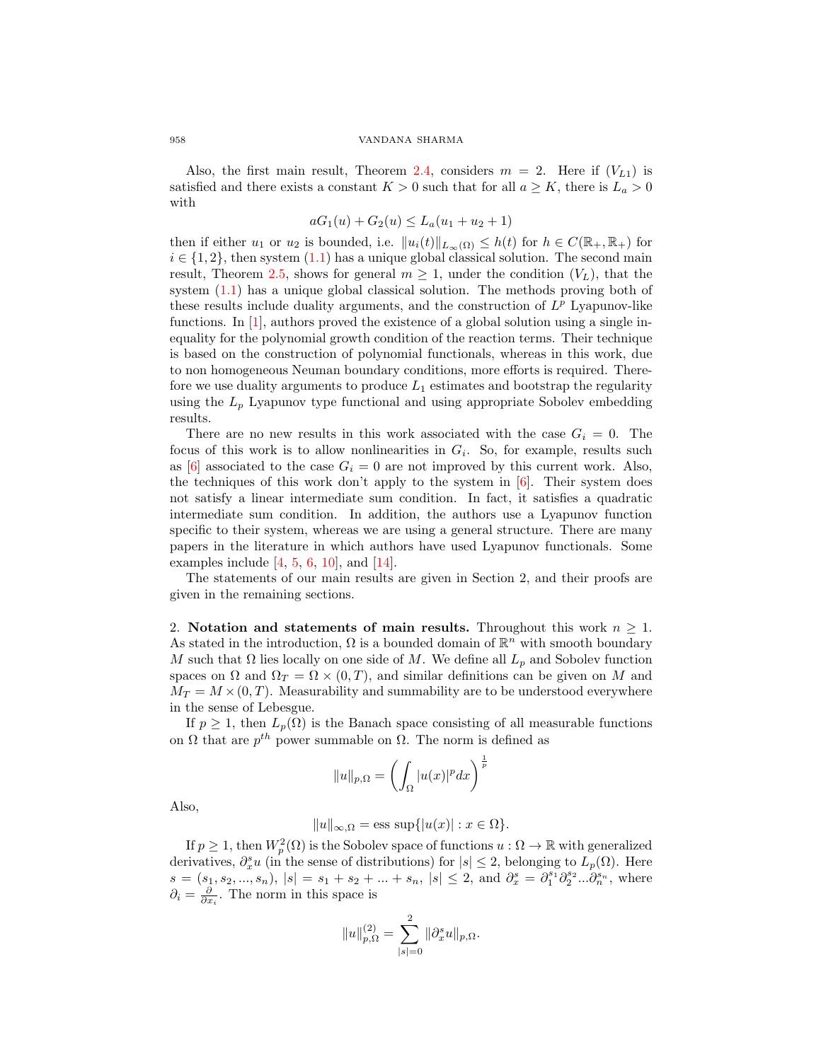Also, the first main result, Theorem 2.4, considers $m = 2$. Here if $(V_{L1})$ is satisfied and there exists a constant $K > 0$ such that for all $a \geq K$, there is $L_a > 0$ with

$$aG_1(u) + G_2(u) \leq L_a(u_1 + u_2 + 1)$$

then if either $u_1$ or $u_2$ is bounded, i.e. $\|u_i(t)\|_{L_\infty(\Omega)} \leq h(t)$ for $h \in C(\mathbb{R}_+, \mathbb{R}_+)$ for $i \in \{1, 2\}$, then system (1.1) has a unique global classical solution. The second main result, Theorem 2.5, shows for general $m \geq 1$, under the condition $(V_L)$, that the system (1.1) has a unique global classical solution. The methods proving both of these results include duality arguments, and the construction of $L^p$ Lyapunov-like functions. In [1], authors proved the existence of a global solution using a single inequality for the polynomial growth condition of the reaction terms. Their technique is based on the construction of polynomial functionals, whereas in this work, due to non homogeneous Neuman boundary conditions, more efforts is required. Therefore we use duality arguments to produce $L_1$ estimates and bootstrap the regularity using the $L_p$ Lyapunov type functional and using appropriate Sobolev embedding results.

There are no new results in this work associated with the case $G_i = 0$. The focus of this work is to allow nonlinearities in $G_i$. So, for example, results such as [6] associated to the case $G_i = 0$ are not improved by this current work. Also, the techniques of this work don't apply to the system in [6]. Their system does not satisfy a linear intermediate sum condition. In fact, it satisfies a quadratic intermediate sum condition. In addition, the authors use a Lyapunov function specific to their system, whereas we are using a general structure. There are many papers in the literature in which authors have used Lyapunov functionals. Some examples include [4, 5, 6, 10], and [14].

The statements of our main results are given in Section 2, and their proofs are given in the remaining sections.

## 2. **Notation and statements of main results.**

Throughout this work $n \geq 1$. As stated in the introduction, $\Omega$ is a bounded domain of $\mathbb{R}^n$ with smooth boundary $M$ such that $\Omega$ lies locally on one side of $M$. We define all $L_p$ and Sobolev function spaces on $\Omega$ and $\Omega_T = \Omega \times (0, T)$, and similar definitions can be given on $M$ and $M_T = M \times (0, T)$. Measurability and summability are to be understood everywhere in the sense of Lebesgue.

If $p \geq 1$, then $L_p(\Omega)$ is the Banach space consisting of all measurable functions on $\Omega$ that are $p^{th}$ power summable on $\Omega$. The norm is defined as

$$\|u\|_{p,\Omega} = \left( \int_\Omega |u(x)|^p dx \right)^{\frac{1}{p}}$$

Also,

$$\|u\|_{\infty,\Omega} = \text{ess sup}\{|u(x)| : x \in \Omega\}.$$

If $p \geq 1$, then $W_p^2(\Omega)$ is the Sobolev space of functions $u : \Omega \to \mathbb{R}$ with generalized derivatives, $\partial_x^s u$ (in the sense of distributions) for $|s| \leq 2$, belonging to $L_p(\Omega)$. Here $s = (s_1, s_2, ..., s_n)$, $|s| = s_1 + s_2 + ... + s_n$, $|s| \leq 2$, and $\partial_x^s = \partial_1^{s_1} \partial_2^{s_2} ... \partial_n^{s_n}$, where $\partial_i = \frac{\partial}{\partial x_i}$. The norm in this space is

$$\|u\|_{p,\Omega}^{(2)} = \sum_{|s|=0}^{2} \|\partial_x^s u\|_{p,\Omega}.$$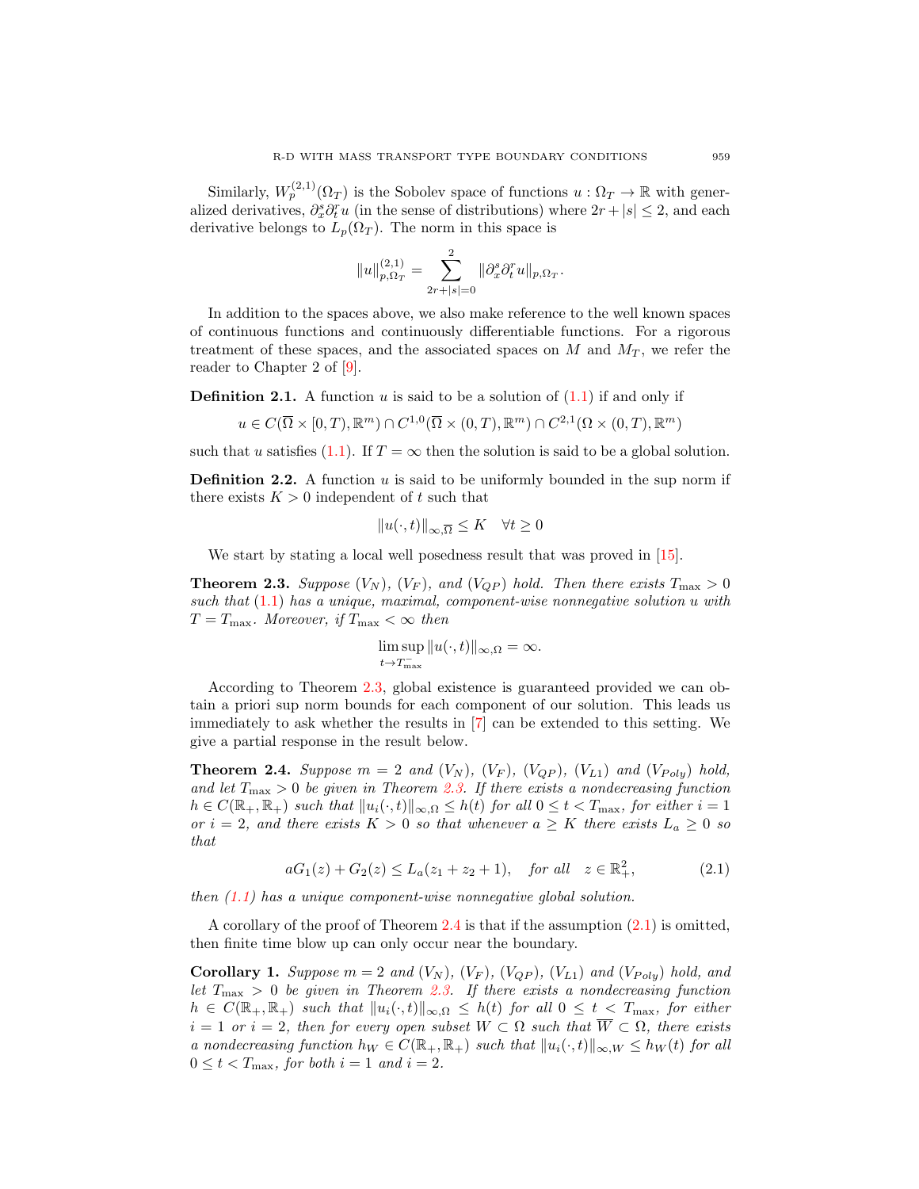Similarly, $W_p^{(2,1)}(\Omega_T)$ is the Sobolev space of functions $u : \Omega_T \to \mathbb{R}$ with generalized derivatives, $\partial_x^s \partial_t^r u$ (in the sense of distributions) where $2r + |s| \leq 2$, and each derivative belongs to $L_p(\Omega_T)$. The norm in this space is

$$\|u\|_{p,\Omega_T}^{(2,1)} = \sum_{2r+|s|=0}^{2} \|\partial_x^s \partial_t^r u\|_{p,\Omega_T}.$$

In addition to the spaces above, we also make reference to the well known spaces of continuous functions and continuously differentiable functions. For a rigorous treatment of these spaces, and the associated spaces on $M$ and $M_T$, we refer the reader to Chapter 2 of [9].

**Definition 2.1.** A function $u$ is said to be a solution of (1.1) if and only if

$$u \in C(\overline{\Omega} \times [0,T), \mathbb{R}^m) \cap C^{1,0}(\overline{\Omega} \times (0,T), \mathbb{R}^m) \cap C^{2,1}(\Omega \times (0,T), \mathbb{R}^m)$$

such that $u$ satisfies (1.1). If $T = \infty$ then the solution is said to be a global solution.

**Definition 2.2.** A function $u$ is said to be uniformly bounded in the sup norm if there exists $K > 0$ independent of $t$ such that

$$\|u(\cdot,t)\|_{\infty,\overline{\Omega}} \leq K \quad \forall t \geq 0$$

We start by stating a local well posedness result that was proved in [15].

**Theorem 2.3.** *Suppose $(V_N)$, $(V_F)$, and $(V_{QP})$ hold. Then there exists $T_{\max} > 0$ such that (1.1) has a unique, maximal, component-wise nonnegative solution $u$ with $T = T_{\max}$. Moreover, if $T_{\max} < \infty$ then*

$$\limsup_{t \to T_{\max}^-} \|u(\cdot,t)\|_{\infty,\Omega} = \infty.$$

According to Theorem 2.3, global existence is guaranteed provided we can obtain a priori sup norm bounds for each component of our solution. This leads us immediately to ask whether the results in [7] can be extended to this setting. We give a partial response in the result below.

**Theorem 2.4.** *Suppose $m = 2$ and $(V_N)$, $(V_F)$, $(V_{QP})$, $(V_{L1})$ and $(V_{Poly})$ hold, and let $T_{\max} > 0$ be given in Theorem 2.3. If there exists a nondecreasing function $h \in C(\mathbb{R}_+, \mathbb{R}_+)$ such that $\|u_i(\cdot,t)\|_{\infty,\Omega} \leq h(t)$ for all $0 \leq t < T_{\max}$, for either $i = 1$ or $i = 2$, and there exists $K > 0$ so that whenever $a \geq K$ there exists $L_a \geq 0$ so that*

$$aG_1(z) + G_2(z) \leq L_a(z_1 + z_2 + 1), \quad \textit{for all} \quad z \in \mathbb{R}_+^2, \tag{2.1}$$

*then (1.1) has a unique component-wise nonnegative global solution.*

A corollary of the proof of Theorem 2.4 is that if the assumption (2.1) is omitted, then finite time blow up can only occur near the boundary.

**Corollary 1.** *Suppose $m = 2$ and $(V_N)$, $(V_F)$, $(V_{QP})$, $(V_{L1})$ and $(V_{Poly})$ hold, and let $T_{\max} > 0$ be given in Theorem 2.3. If there exists a nondecreasing function $h \in C(\mathbb{R}_+, \mathbb{R}_+)$ such that $\|u_i(\cdot,t)\|_{\infty,\Omega} \leq h(t)$ for all $0 \leq t < T_{\max}$, for either $i = 1$ or $i = 2$, then for every open subset $W \subset \Omega$ such that $\overline{W} \subset \Omega$, there exists a nondecreasing function $h_W \in C(\mathbb{R}_+, \mathbb{R}_+)$ such that $\|u_i(\cdot,t)\|_{\infty,W} \leq h_W(t)$ for all $0 \leq t < T_{\max}$, for both $i = 1$ and $i = 2$.*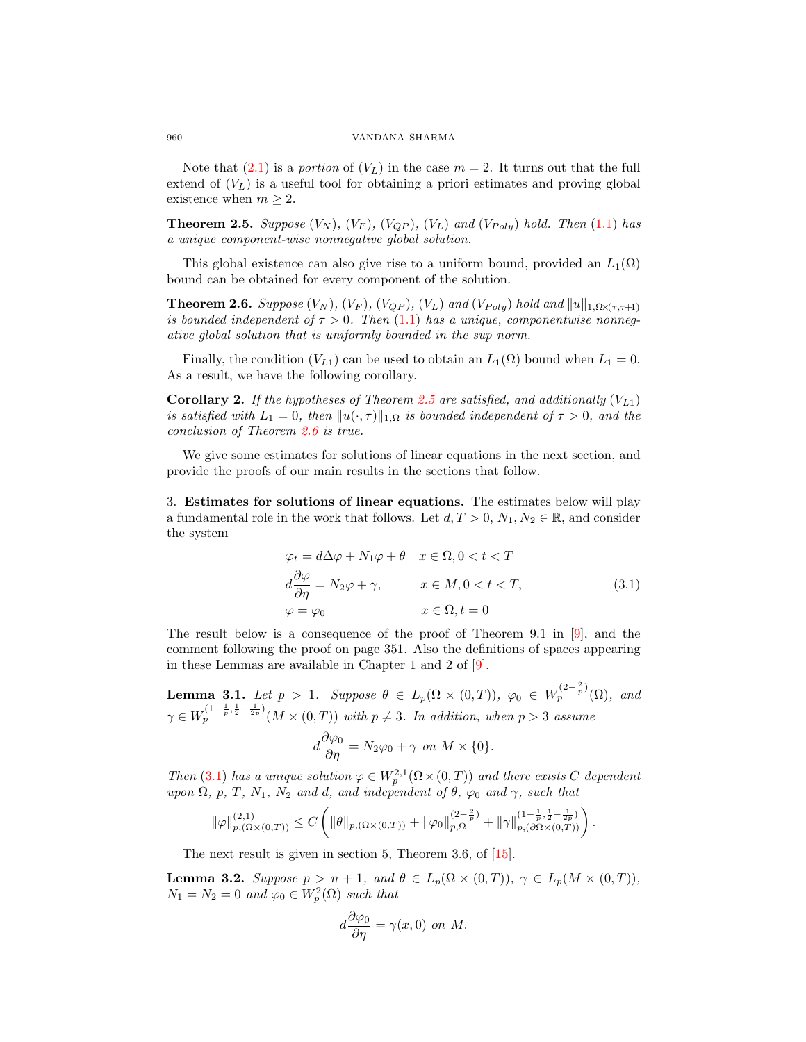Note that (2.1) is a *portion* of $(V_L)$ in the case $m = 2$. It turns out that the full extend of $(V_L)$ is a useful tool for obtaining a priori estimates and proving global existence when $m \geq 2$.

**Theorem 2.5.** *Suppose $(V_N)$, $(V_F)$, $(V_{QP})$, $(V_L)$ and $(V_{Poly})$ hold. Then (1.1) has a unique component-wise nonnegative global solution.*

This global existence can also give rise to a uniform bound, provided an $L_1(\Omega)$ bound can be obtained for every component of the solution.

**Theorem 2.6.** *Suppose $(V_N)$, $(V_F)$, $(V_{QP})$, $(V_L)$ and $(V_{Poly})$ hold and $\|u\|_{1,\Omega\times(\tau,\tau+1)}$ is bounded independent of $\tau > 0$. Then (1.1) has a unique, componentwise nonnegative global solution that is uniformly bounded in the sup norm.*

Finally, the condition $(V_{L1})$ can be used to obtain an $L_1(\Omega)$ bound when $L_1 = 0$. As a result, we have the following corollary.

**Corollary 2.** *If the hypotheses of Theorem 2.5 are satisfied, and additionally $(V_{L1})$ is satisfied with $L_1 = 0$, then $\|u(\cdot,\tau)\|_{1,\Omega}$ is bounded independent of $\tau > 0$, and the conclusion of Theorem 2.6 is true.*

We give some estimates for solutions of linear equations in the next section, and provide the proofs of our main results in the sections that follow.

## 3. Estimates for solutions of linear equations.

The estimates below will play a fundamental role in the work that follows. Let $d, T > 0$, $N_1, N_2 \in \mathbb{R}$, and consider the system

$$
\begin{aligned}
&\varphi_t = d\Delta\varphi + N_1\varphi + \theta && x \in \Omega, 0 < t < T \\
&d\frac{\partial\varphi}{\partial\eta} = N_2\varphi + \gamma, && x \in M, 0 < t < T, \\
&\varphi = \varphi_0 && x \in \Omega, t = 0
\end{aligned}
\tag{3.1}
$$

The result below is a consequence of the proof of Theorem 9.1 in [9], and the comment following the proof on page 351. Also the definitions of spaces appearing in these Lemmas are available in Chapter 1 and 2 of [9].

**Lemma 3.1.** *Let $p > 1$. Suppose $\theta \in L_p(\Omega \times (0,T))$, $\varphi_0 \in W_p^{(2-\frac{2}{p})}(\Omega)$, and $\gamma \in W_p^{(1-\frac{1}{p},\frac{1}{2}-\frac{1}{2p})}(M \times (0,T))$ with $p \neq 3$. In addition, when $p > 3$ assume*

$$d\frac{\partial\varphi_0}{\partial\eta} = N_2\varphi_0 + \gamma \text{ on } M \times \{0\}.$$

*Then (3.1) has a unique solution $\varphi \in W_p^{2,1}(\Omega \times (0,T))$ and there exists $C$ dependent upon $\Omega$, $p$, $T$, $N_1$, $N_2$ and $d$, and independent of $\theta$, $\varphi_0$ and $\gamma$, such that*

$$\|\varphi\|_{p,(\Omega\times(0,T))}^{(2,1)} \leq C\left(\|\theta\|_{p,(\Omega\times(0,T))} + \|\varphi_0\|_{p,\Omega}^{(2-\frac{2}{p})} + \|\gamma\|_{p,(\partial\Omega\times(0,T))}^{(1-\frac{1}{p},\frac{1}{2}-\frac{1}{2p})}\right).$$

The next result is given in section 5, Theorem 3.6, of [15].

**Lemma 3.2.** *Suppose $p > n+1$, and $\theta \in L_p(\Omega \times (0,T))$, $\gamma \in L_p(M \times (0,T))$, $N_1 = N_2 = 0$ and $\varphi_0 \in W_p^2(\Omega)$ such that*

$$d\frac{\partial\varphi_0}{\partial\eta} = \gamma(x,0) \text{ on } M.$$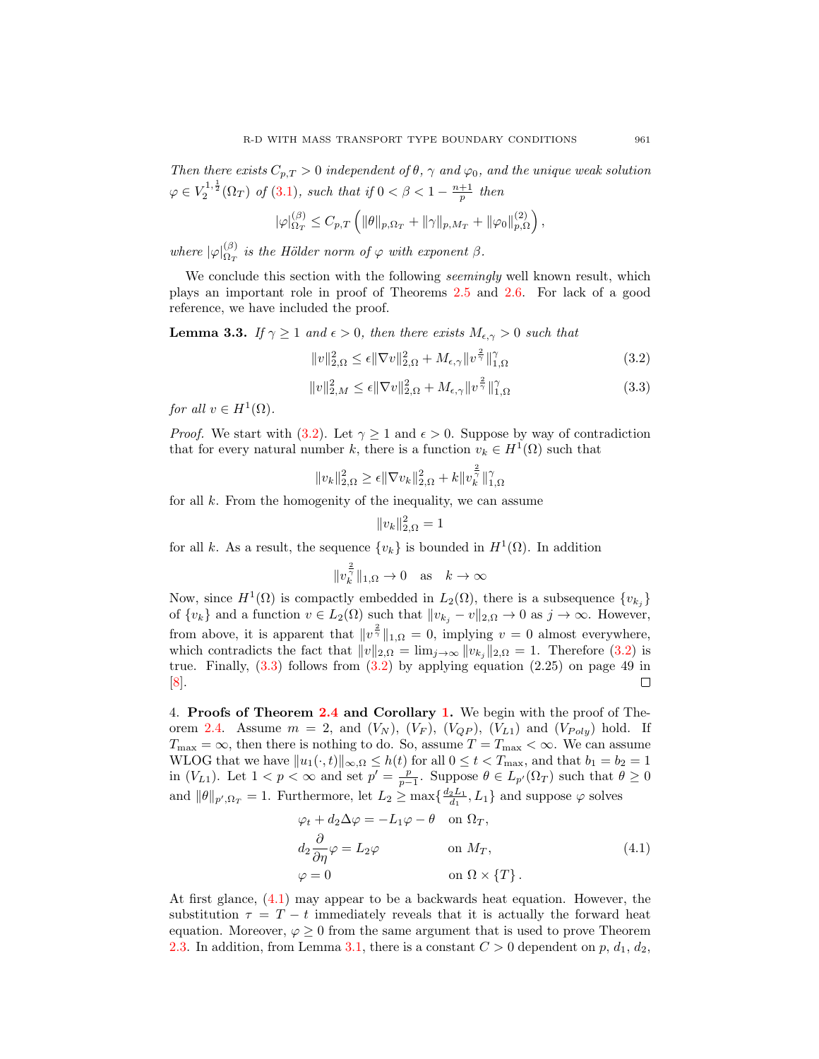*Then there exists $C_{p,T} > 0$ independent of $\theta$, $\gamma$ and $\varphi_0$, and the unique weak solution $\varphi \in V_2^{1,\frac{1}{2}}(\Omega_T)$ of (3.1), such that if $0 < \beta < 1 - \frac{n+1}{p}$ then*

$$|\varphi|_{\Omega_T}^{(\beta)} \leq C_{p,T}\left( \|\theta\|_{p,\Omega_T} + \|\gamma\|_{p,M_T} + \|\varphi_0\|_{p,\Omega}^{(2)} \right),$$

*where $|\varphi|_{\Omega_T}^{(\beta)}$ is the Hölder norm of $\varphi$ with exponent $\beta$.*

We conclude this section with the following *seemingly* well known result, which plays an important role in proof of Theorems 2.5 and 2.6. For lack of a good reference, we have included the proof.

**Lemma 3.3.** *If $\gamma \geq 1$ and $\epsilon > 0$, then there exists $M_{\epsilon,\gamma} > 0$ such that*

$$\|v\|_{2,\Omega}^2 \leq \epsilon \|\nabla v\|_{2,\Omega}^2 + M_{\epsilon,\gamma} \|v^{\frac{2}{\gamma}}\|_{1,\Omega}^{\gamma} \tag{3.2}$$

$$\|v\|_{2,M}^2 \leq \epsilon \|\nabla v\|_{2,\Omega}^2 + M_{\epsilon,\gamma} \|v^{\frac{2}{\gamma}}\|_{1,\Omega}^{\gamma} \tag{3.3}$$

*for all $v \in H^1(\Omega)$.*

*Proof.* We start with (3.2). Let $\gamma \geq 1$ and $\epsilon > 0$. Suppose by way of contradiction that for every natural number $k$, there is a function $v_k \in H^1(\Omega)$ such that

$$\|v_k\|_{2,\Omega}^2 \geq \epsilon \|\nabla v_k\|_{2,\Omega}^2 + k \|v_k^{\frac{2}{\gamma}}\|_{1,\Omega}^{\gamma}$$

for all $k$. From the homogenity of the inequality, we can assume

$$\|v_k\|_{2,\Omega}^2 = 1$$

for all $k$. As a result, the sequence $\{v_k\}$ is bounded in $H^1(\Omega)$. In addition

$$\|v_k^{\frac{2}{\gamma}}\|_{1,\Omega} \to 0 \quad \text{as} \quad k \to \infty$$

Now, since $H^1(\Omega)$ is compactly embedded in $L_2(\Omega)$, there is a subsequence $\{v_{k_j}\}$ of $\{v_k\}$ and a function $v \in L_2(\Omega)$ such that $\|v_{k_j} - v\|_{2,\Omega} \to 0$ as $j \to \infty$. However, from above, it is apparent that $\|v^{\frac{2}{\gamma}}\|_{1,\Omega} = 0$, implying $v = 0$ almost everywhere, which contradicts the fact that $\|v\|_{2,\Omega} = \lim_{j\to\infty} \|v_{k_j}\|_{2,\Omega} = 1$. Therefore (3.2) is true. Finally, (3.3) follows from (3.2) by applying equation (2.25) on page 49 in [8]. ☐

## 4. Proofs of Theorem 2.4 and Corollary 1.

We begin with the proof of Theorem 2.4. Assume $m = 2$, and $(V_N)$, $(V_F)$, $(V_{QP})$, $(V_{L1})$ and $(V_{Poly})$ hold. If $T_{\max} = \infty$, then there is nothing to do. So, assume $T = T_{\max} < \infty$. We can assume WLOG that we have $\|u_1(\cdot,t)\|_{\infty,\Omega} \leq h(t)$ for all $0 \leq t < T_{\max}$, and that $b_1 = b_2 = 1$ in $(V_{L1})$. Let $1 < p < \infty$ and set $p' = \frac{p}{p-1}$. Suppose $\theta \in L_{p'}(\Omega_T)$ such that $\theta \geq 0$ and $\|\theta\|_{p',\Omega_T} = 1$. Furthermore, let $L_2 \geq \max\{\frac{d_2 L_1}{d_1}, L_1\}$ and suppose $\varphi$ solves

$$\begin{aligned}
\varphi_t + d_2 \Delta \varphi &= -L_1 \varphi - \theta \quad && \text{on } \Omega_T, \\
d_2 \frac{\partial}{\partial \eta} \varphi &= L_2 \varphi && \text{on } M_T, \\
\varphi &= 0 && \text{on } \Omega \times \{T\}.
\end{aligned} \tag{4.1}$$

At first glance, (4.1) may appear to be a backwards heat equation. However, the substitution $\tau = T - t$ immediately reveals that it is actually the forward heat equation. Moreover, $\varphi \geq 0$ from the same argument that is used to prove Theorem 2.3. In addition, from Lemma 3.1, there is a constant $C > 0$ dependent on $p$, $d_1$, $d_2$,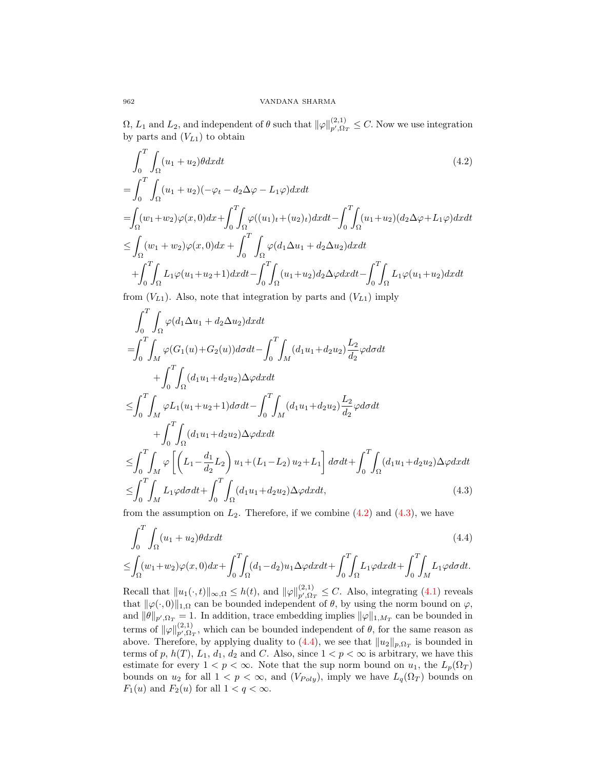$\Omega$, $L_1$ and $L_2$, and independent of $\theta$ such that $\|\varphi\|_{p',\Omega_T}^{(2,1)} \leq C$. Now we use integration by parts and $(V_{L1})$ to obtain

$$
\begin{aligned}
&\int_0^T \int_\Omega (u_1+u_2)\theta dxdt \qquad (4.2)\\
&= \int_0^T \int_\Omega (u_1+u_2)(-\varphi_t - d_2\Delta\varphi - L_1\varphi)dxdt\\
&= \int_\Omega (w_1+w_2)\varphi(x,0)dx + \int_0^T\int_\Omega \varphi((u_1)_t+(u_2)_t)dxdt - \int_0^T\int_\Omega (u_1+u_2)(d_2\Delta\varphi + L_1\varphi)dxdt\\
&\leq \int_\Omega (w_1+w_2)\varphi(x,0)dx + \int_0^T \int_\Omega \varphi(d_1\Delta u_1 + d_2\Delta u_2)dxdt\\
&\quad + \int_0^T\int_\Omega L_1\varphi(u_1+u_2+1)dxdt - \int_0^T\int_\Omega (u_1+u_2)d_2\Delta\varphi dxdt - \int_0^T\int_\Omega L_1\varphi(u_1+u_2)dxdt
\end{aligned}
$$

from $(V_{L1})$. Also, note that integration by parts and $(V_{L1})$ imply

$$
\begin{aligned}
&\int_0^T \int_\Omega \varphi(d_1\Delta u_1 + d_2\Delta u_2)dxdt\\
&= \int_0^T\int_M \varphi(G_1(u)+G_2(u))d\sigma dt - \int_0^T\int_M (d_1u_1+d_2u_2)\frac{L_2}{d_2}\varphi d\sigma dt\\
&\qquad + \int_0^T\int_\Omega (d_1u_1+d_2u_2)\Delta\varphi dxdt\\
&\leq \int_0^T\int_M \varphi L_1(u_1+u_2+1)d\sigma dt - \int_0^T\int_M (d_1u_1+d_2u_2)\frac{L_2}{d_2}\varphi d\sigma dt\\
&\qquad + \int_0^T\int_\Omega (d_1u_1+d_2u_2)\Delta\varphi dxdt\\
&\leq \int_0^T\int_M \varphi\left[\left(L_1 - \frac{d_1}{d_2}L_2\right)u_1 + (L_1-L_2)\,u_2 + L_1\right]d\sigma dt + \int_0^T\int_\Omega (d_1u_1+d_2u_2)\Delta\varphi dxdt\\
&\leq \int_0^T\int_M L_1\varphi d\sigma dt + \int_0^T\int_\Omega (d_1u_1+d_2u_2)\Delta\varphi dxdt, \qquad (4.3)
\end{aligned}
$$

from the assumption on $L_2$. Therefore, if we combine (4.2) and (4.3), we have

$$
\begin{aligned}
&\int_0^T \int_\Omega (u_1+u_2)\theta dxdt \qquad (4.4)\\
&\leq \int_\Omega (w_1+w_2)\varphi(x,0)dx + \int_0^T\int_\Omega (d_1-d_2)u_1\Delta\varphi dxdt + \int_0^T\int_\Omega L_1\varphi dxdt + \int_0^T\int_M L_1\varphi d\sigma dt.
\end{aligned}
$$

Recall that $\|u_1(\cdot,t)\|_{\infty,\Omega} \leq h(t)$, and $\|\varphi\|_{p',\Omega_T}^{(2,1)} \leq C$. Also, integrating (4.1) reveals that $\|\varphi(\cdot,0)\|_{1,\Omega}$ can be bounded independent of $\theta$, by using the norm bound on $\varphi$, and $\|\theta\|_{p',\Omega_T} = 1$. In addition, trace embedding implies $\|\varphi\|_{1,M_T}$ can be bounded in terms of $\|\varphi\|_{p',\Omega_T}^{(2,1)}$, which can be bounded independent of $\theta$, for the same reason as above. Therefore, by applying duality to (4.4), we see that $\|u_2\|_{p,\Omega_T}$ is bounded in terms of $p$, $h(T)$, $L_1$, $d_1$, $d_2$ and $C$. Also, since $1 < p < \infty$ is arbitrary, we have this estimate for every $1 < p < \infty$. Note that the sup norm bound on $u_1$, the $L_p(\Omega_T)$ bounds on $u_2$ for all $1 < p < \infty$, and $(V_{Poly})$, imply we have $L_q(\Omega_T)$ bounds on $F_1(u)$ and $F_2(u)$ for all $1 < q < \infty$.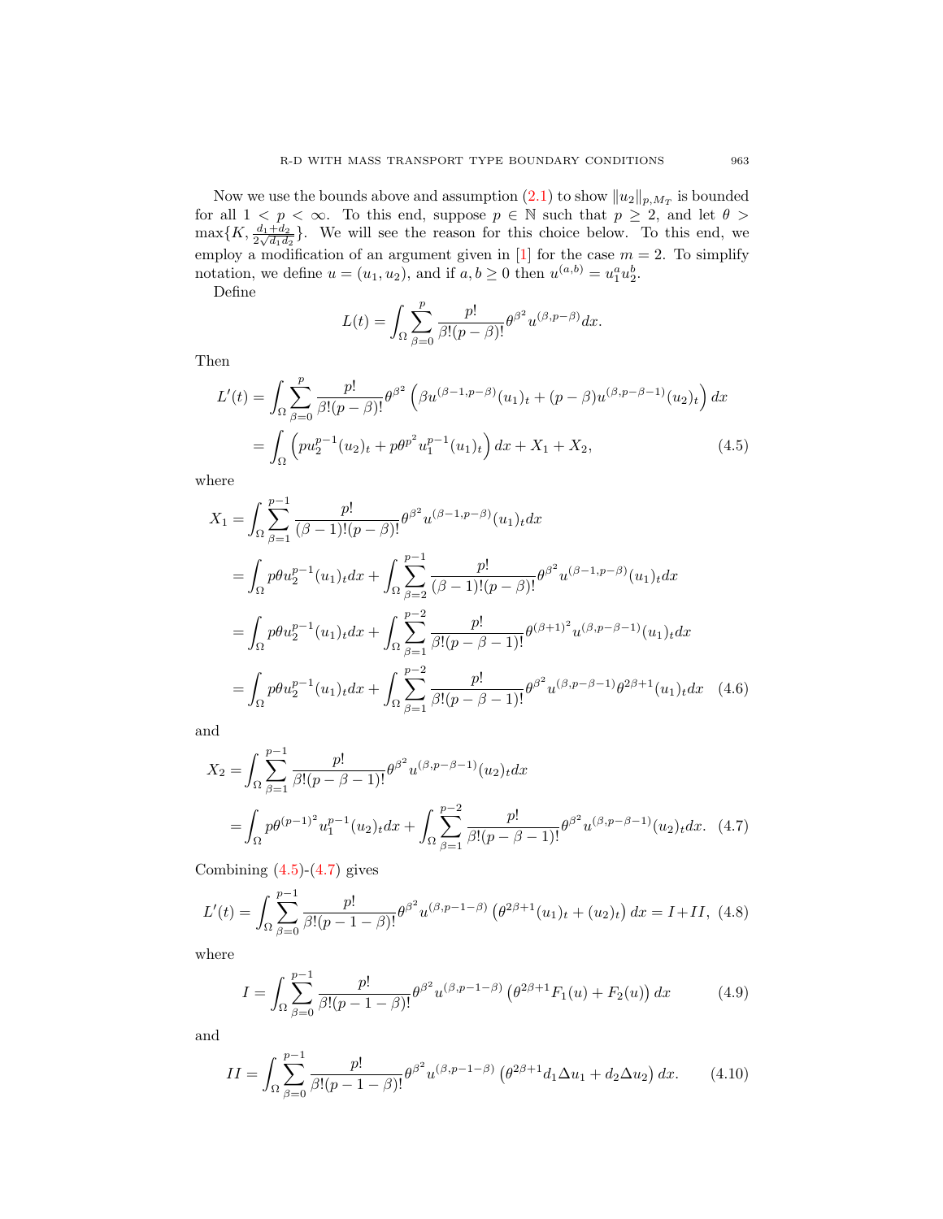Now we use the bounds above and assumption (2.1) to show $\|u_2\|_{p,M_T}$ is bounded for all $1 < p < \infty$. To this end, suppose $p \in \mathbb{N}$ such that $p \geq 2$, and let $\theta > \max\{K, \frac{d_1+d_2}{2\sqrt{d_1 d_2}}\}$. We will see the reason for this choice below. To this end, we employ a modification of an argument given in [1] for the case $m = 2$. To simplify notation, we define $u = (u_1, u_2)$, and if $a, b \geq 0$ then $u^{(a,b)} = u_1^a u_2^b$.

Define

$$L(t) = \int_\Omega \sum_{\beta=0}^{p} \frac{p!}{\beta!(p-\beta)!} \theta^{\beta^2} u^{(\beta, p-\beta)} dx.$$

Then

$$\begin{aligned}
L'(t) &= \int_\Omega \sum_{\beta=0}^{p} \frac{p!}{\beta!(p-\beta)!} \theta^{\beta^2} \left( \beta u^{(\beta-1, p-\beta)} (u_1)_t + (p-\beta) u^{(\beta, p-\beta-1)} (u_2)_t \right) dx \\
&= \int_\Omega \left( p u_2^{p-1} (u_2)_t + p \theta^{p^2} u_1^{p-1} (u_1)_t \right) dx + X_1 + X_2, \qquad (4.5)
\end{aligned}$$

where

$$\begin{aligned}
X_1 &= \int_\Omega \sum_{\beta=1}^{p-1} \frac{p!}{(\beta-1)!(p-\beta)!} \theta^{\beta^2} u^{(\beta-1, p-\beta)} (u_1)_t dx \\
&= \int_\Omega p\theta u_2^{p-1} (u_1)_t dx + \int_\Omega \sum_{\beta=2}^{p-1} \frac{p!}{(\beta-1)!(p-\beta)!} \theta^{\beta^2} u^{(\beta-1, p-\beta)} (u_1)_t dx \\
&= \int_\Omega p\theta u_2^{p-1} (u_1)_t dx + \int_\Omega \sum_{\beta=1}^{p-2} \frac{p!}{\beta!(p-\beta-1)!} \theta^{(\beta+1)^2} u^{(\beta, p-\beta-1)} (u_1)_t dx \\
&= \int_\Omega p\theta u_2^{p-1} (u_1)_t dx + \int_\Omega \sum_{\beta=1}^{p-2} \frac{p!}{\beta!(p-\beta-1)!} \theta^{\beta^2} u^{(\beta, p-\beta-1)} \theta^{2\beta+1} (u_1)_t dx \qquad (4.6)
\end{aligned}$$

and

$$\begin{aligned}
X_2 &= \int_\Omega \sum_{\beta=1}^{p-1} \frac{p!}{\beta!(p-\beta-1)!} \theta^{\beta^2} u^{(\beta, p-\beta-1)} (u_2)_t dx \\
&= \int_\Omega p\theta^{(p-1)^2} u_1^{p-1} (u_2)_t dx + \int_\Omega \sum_{\beta=1}^{p-2} \frac{p!}{\beta!(p-\beta-1)!} \theta^{\beta^2} u^{(\beta, p-\beta-1)} (u_2)_t dx. \qquad (4.7)
\end{aligned}$$

Combining (4.5)-(4.7) gives

$$L'(t) = \int_\Omega \sum_{\beta=0}^{p-1} \frac{p!}{\beta!(p-1-\beta)!} \theta^{\beta^2} u^{(\beta, p-1-\beta)} \left( \theta^{2\beta+1} (u_1)_t + (u_2)_t \right) dx = I + II, \quad (4.8)$$

where

$$I = \int_\Omega \sum_{\beta=0}^{p-1} \frac{p!}{\beta!(p-1-\beta)!} \theta^{\beta^2} u^{(\beta, p-1-\beta)} \left( \theta^{2\beta+1} F_1(u) + F_2(u) \right) dx \qquad (4.9)$$

and

$$II = \int_\Omega \sum_{\beta=0}^{p-1} \frac{p!}{\beta!(p-1-\beta)!} \theta^{\beta^2} u^{(\beta, p-1-\beta)} \left( \theta^{2\beta+1} d_1 \Delta u_1 + d_2 \Delta u_2 \right) dx. \qquad (4.10)$$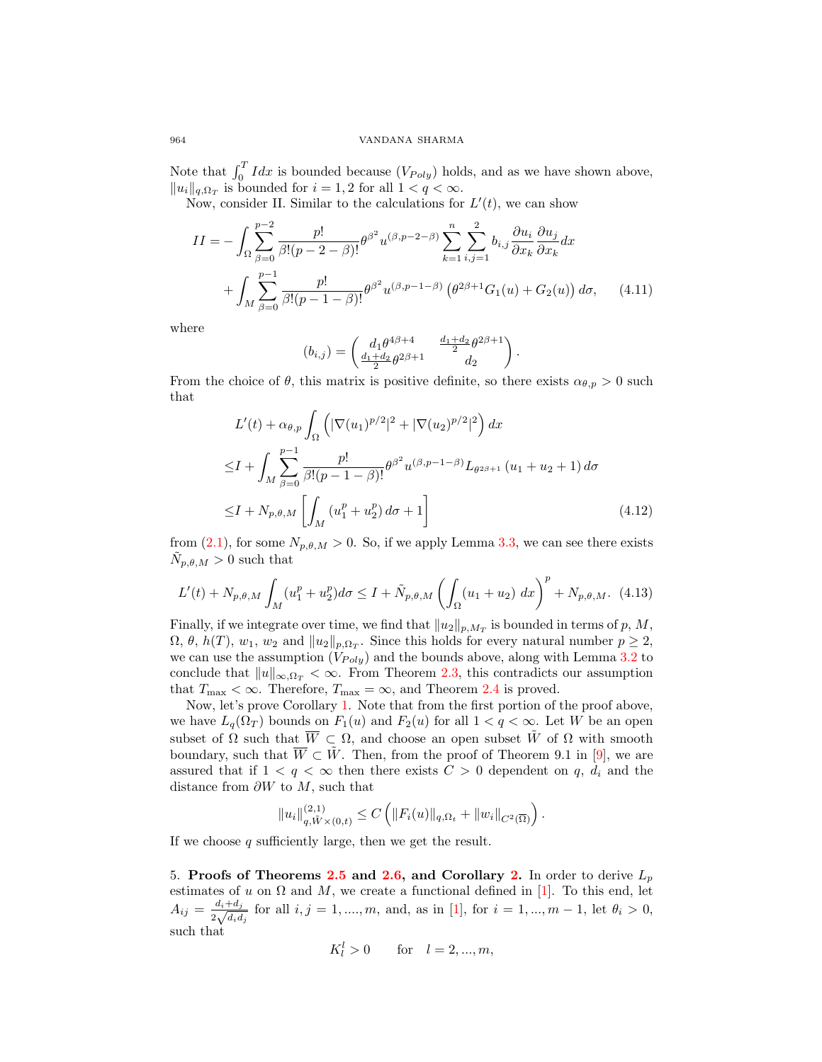Note that $\int_0^T I dx$ is bounded because ($V_{Poly}$) holds, and as we have shown above, $\|u_i\|_{q,\Omega_T}$ is bounded for $i = 1, 2$ for all $1 < q < \infty$.

Now, consider II. Similar to the calculations for $L'(t)$, we can show

$$
\begin{aligned}
II = &- \int_\Omega \sum_{\beta=0}^{p-2} \frac{p!}{\beta!(p-2-\beta)!} \theta^{\beta^2} u^{(\beta,p-2-\beta)} \sum_{k=1}^{n} \sum_{i,j=1}^{2} b_{i,j} \frac{\partial u_i}{\partial x_k} \frac{\partial u_j}{\partial x_k} dx \\
&+ \int_M \sum_{\beta=0}^{p-1} \frac{p!}{\beta!(p-1-\beta)!} \theta^{\beta^2} u^{(\beta,p-1-\beta)} \left( \theta^{2\beta+1} G_1(u) + G_2(u) \right) d\sigma, \qquad (4.11)
\end{aligned}
$$

where

$$
(b_{i,j}) = \begin{pmatrix} d_1 \theta^{4\beta+4} & \frac{d_1+d_2}{2} \theta^{2\beta+1} \\ \frac{d_1+d_2}{2} \theta^{2\beta+1} & d_2 \end{pmatrix}.
$$

From the choice of $\theta$, this matrix is positive definite, so there exists $\alpha_{\theta,p} > 0$ such that

$$
\begin{aligned}
&L'(t) + \alpha_{\theta,p} \int_\Omega \left( |\nabla (u_1)^{p/2}|^2 + |\nabla (u_2)^{p/2}|^2 \right) dx \\
\leq & I + \int_M \sum_{\beta=0}^{p-1} \frac{p!}{\beta!(p-1-\beta)!} \theta^{\beta^2} u^{(\beta,p-1-\beta)} L_{\theta^{2\beta+1}} \left( u_1 + u_2 + 1 \right) d\sigma \\
\leq & I + N_{p,\theta,M} \left[ \int_M \left( u_1^p + u_2^p \right) d\sigma + 1 \right] \qquad (4.12)
\end{aligned}
$$

from (2.1), for some $N_{p,\theta,M} > 0$. So, if we apply Lemma 3.3, we can see there exists $\tilde{N}_{p,\theta,M} > 0$ such that

$$
L'(t) + N_{p,\theta,M} \int_M (u_1^p + u_2^p) d\sigma \leq I + \tilde{N}_{p,\theta,M} \left( \int_\Omega (u_1 + u_2) \ dx \right)^p + N_{p,\theta,M}. \quad (4.13)
$$

Finally, if we integrate over time, we find that $\|u_2\|_{p,M_T}$ is bounded in terms of $p$, $M$, $\Omega$, $\theta$, $h(T)$, $w_1$, $w_2$ and $\|u_2\|_{p,\Omega_T}$. Since this holds for every natural number $p \geq 2$, we can use the assumption ($V_{Poly}$) and the bounds above, along with Lemma 3.2 to conclude that $\|u\|_{\infty,\Omega_T} < \infty$. From Theorem 2.3, this contradicts our assumption that $T_{\max} < \infty$. Therefore, $T_{\max} = \infty$, and Theorem 2.4 is proved.

Now, let's prove Corollary 1. Note that from the first portion of the proof above, we have $L_q(\Omega_T)$ bounds on $F_1(u)$ and $F_2(u)$ for all $1 < q < \infty$. Let $W$ be an open subset of $\Omega$ such that $\overline{W} \subset \Omega$, and choose an open subset $\tilde{W}$ of $\Omega$ with smooth boundary, such that $\overline{W} \subset \tilde{W}$. Then, from the proof of Theorem 9.1 in [9], we are assured that if $1 < q < \infty$ then there exists $C > 0$ dependent on $q$, $d_i$ and the distance from $\partial W$ to $M$, such that

$$
\|u_i\|^{(2,1)}_{q,\tilde{W}\times(0,t)} \leq C \left( \|F_i(u)\|_{q,\Omega_t} + \|w_i\|_{C^2(\overline{\Omega})} \right).
$$

If we choose $q$ sufficiently large, then we get the result.

5. **Proofs of Theorems 2.5 and 2.6, and Corollary 2.** In order to derive $L_p$ estimates of $u$ on $\Omega$ and $M$, we create a functional defined in [1]. To this end, let $A_{ij} = \frac{d_i + d_j}{2\sqrt{d_i d_j}}$ for all $i, j = 1, ...., m$, and, as in [1], for $i = 1, ..., m-1$, let $\theta_i > 0$, such that

$$
K_l^l > 0 \qquad \text{for} \quad l = 2, ..., m,
$$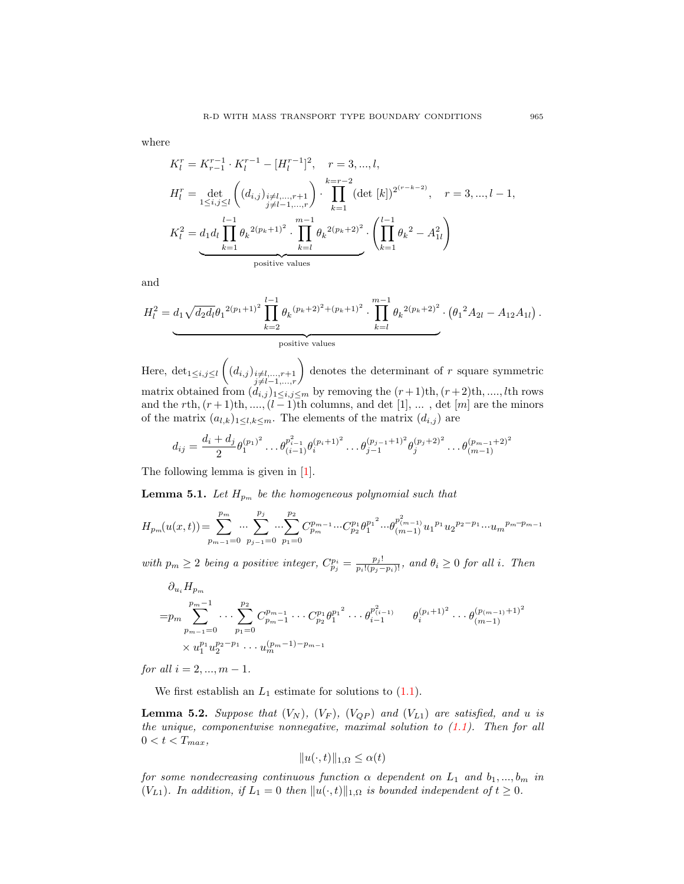where

$$K_l^r = K_{r-1}^{r-1} \cdot K_l^{r-1} - [H_l^{r-1}]^2, \quad r = 3, ..., l,$$

$$H_l^r = \det_{1 \le i,j \le l} \left( (d_{i,j})_{\substack{i \ne l, ..., r+1 \\ j \ne l-1, ..., r}} \right) \cdot \prod_{k=1}^{k=r-2} (\det\, [k])^{2^{(r-k-2)}}, \quad r = 3, ..., l-1,$$

$$K_l^2 = \underbrace{d_1 d_l \prod_{k=1}^{l-1} {\theta_k}^{2(p_k+1)^2} \cdot \prod_{k=l}^{m-1} {\theta_k}^{2(p_k+2)^2}}_{\text{positive values}} \cdot \left( \prod_{k=1}^{l-1} {\theta_k}^2 - A_{1l}^2 \right)$$

and

$$H_l^2 = \underbrace{d_1 \sqrt{d_2 d_l} {\theta_1}^{2(p_1+1)^2} \prod_{k=2}^{l-1} {\theta_k}^{(p_k+2)^2 + (p_k+1)^2} \cdot \prod_{k=l}^{m-1} {\theta_k}^{2(p_k+2)^2}}_{\text{positive values}} \cdot \left( {\theta_1}^2 A_{2l} - A_{12} A_{1l} \right).$$

Here, $\det_{1 \le i,j \le l} \left( (d_{i,j})_{\substack{i \ne l, ..., r+1 \\ j \ne l-1, ..., r}} \right)$ denotes the determinant of $r$ square symmetric matrix obtained from $(d_{i,j})_{1 \le i,j \le m}$ by removing the $(r+1)$th, $(r+2)$th, ...., $l$th rows and the $r$th, $(r+1)$th, ...., $(l-1)$th columns, and det $[1]$, ... , det $[m]$ are the minors of the matrix $(a_{l,k})_{1 \le l,k \le m}$. The elements of the matrix $(d_{i,j})$ are

$$d_{ij} = \frac{d_i + d_j}{2} \theta_1^{(p_1)^2} \ldots \theta_{(i-1)}^{p_{i-1}^2} \theta_i^{(p_i+1)^2} \ldots \theta_{j-1}^{(p_{j-1}+1)^2} \theta_j^{(p_j+2)^2} \ldots \theta_{(m-1)}^{(p_{m-1}+2)^2}$$

The following lemma is given in [1].

**Lemma 5.1.** *Let $H_{p_m}$ be the homogeneous polynomial such that*

$$H_{p_m}(u(x,t)) = \sum_{p_{m-1}=0}^{p_m} \cdots \sum_{p_{j-1}=0}^{p_j} \cdots \sum_{p_1=0}^{p_2} C_{p_m}^{p_{m-1}} \cdots C_{p_2}^{p_1} {\theta_1^{p_1}}^2 \cdots \theta_{(m-1)}^{p_{(m-1)}^2} {u_1}^{p_1} {u_2}^{p_2 - p_1} \cdots {u_m}^{p_m - p_{m-1}}$$

*with $p_m \ge 2$ being a positive integer, $C_{p_j}^{p_i} = \frac{p_j!}{p_i!(p_j-p_i)!}$, and $\theta_i \ge 0$ for all $i$. Then*

$$\begin{aligned} &\partial_{u_i} H_{p_m} \\ =& p_m \sum_{p_{m-1}=0}^{p_m - 1} \cdots \sum_{p_1=0}^{p_2} C_{p_m-1}^{p_{m-1}} \cdots C_{p_2}^{p_1} {\theta_1^{p_1}}^2 \cdots \theta_{i-1}^{p_{(i-1)}^2} \qquad \theta_i^{(p_i+1)^2} \cdots \theta_{(m-1)}^{(p_{(m-1)}+1)^2} \\ & \times u_1^{p_1} u_2^{p_2-p_1} \cdots u_m^{(p_m-1)-p_{m-1}} \end{aligned}$$

*for all $i = 2, ..., m-1$.*

We first establish an $L_1$ estimate for solutions to (1.1).

**Lemma 5.2.** *Suppose that $(V_N)$, $(V_F)$, $(V_{QP})$ and $(V_{L1})$ are satisfied, and $u$ is the unique, componentwise nonnegative, maximal solution to (1.1). Then for all $0 < t < T_{max}$,*

$$\|u(\cdot, t)\|_{1,\Omega} \le \alpha(t)$$

*for some nondecreasing continuous function $\alpha$ dependent on $L_1$ and $b_1, ..., b_m$ in $(V_{L1})$. In addition, if $L_1 = 0$ then $\|u(\cdot, t)\|_{1,\Omega}$ is bounded independent of $t \ge 0$.*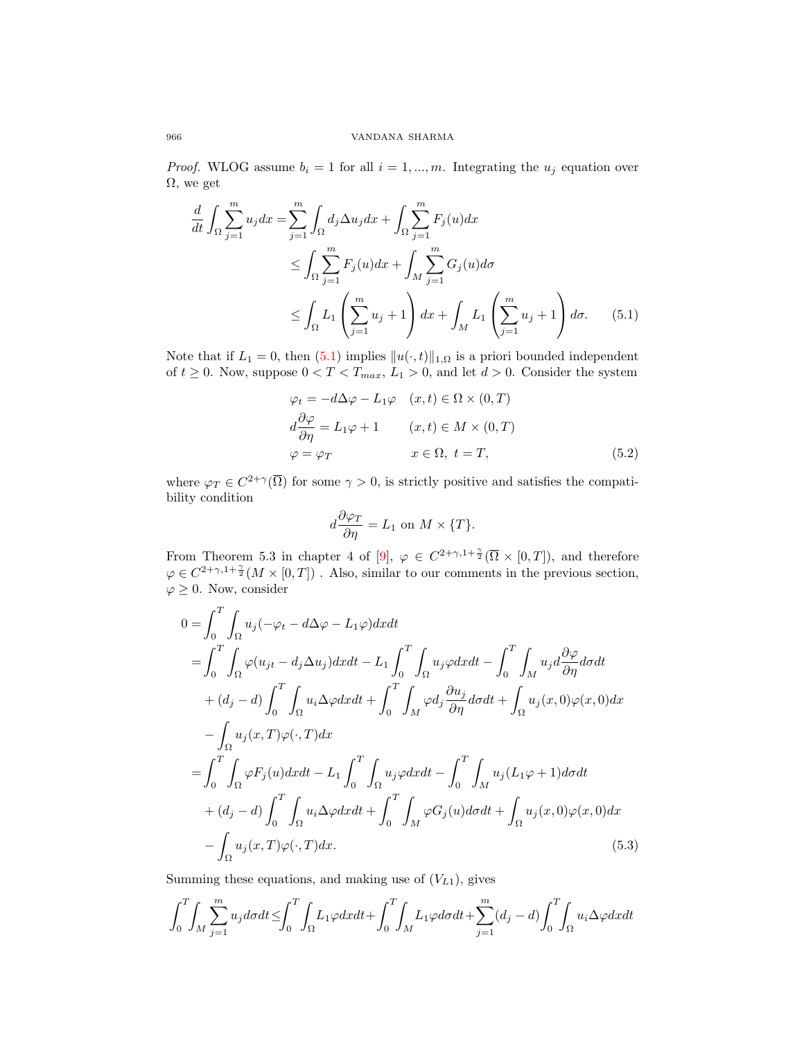*Proof.* WLOG assume $b_i = 1$ for all $i = 1, ..., m$. Integrating the $u_j$ equation over $\Omega$, we get

$$
\begin{aligned}
\frac{d}{dt}\int_\Omega \sum_{j=1}^m u_j dx =& \sum_{j=1}^m \int_\Omega d_j \Delta u_j dx + \int_\Omega \sum_{j=1}^m F_j(u) dx \\
\leq& \int_\Omega \sum_{j=1}^m F_j(u) dx + \int_M \sum_{j=1}^m G_j(u) d\sigma \\
\leq& \int_\Omega L_1 \left( \sum_{j=1}^m u_j + 1 \right) dx + \int_M L_1 \left( \sum_{j=1}^m u_j + 1 \right) d\sigma. \qquad (5.1)
\end{aligned}
$$

Note that if $L_1 = 0$, then (5.1) implies $\|u(\cdot, t)\|_{1,\Omega}$ is a priori bounded independent of $t \geq 0$. Now, suppose $0 < T < T_{max}$, $L_1 > 0$, and let $d > 0$. Consider the system

$$
\begin{aligned}
\varphi_t &= -d\Delta\varphi - L_1\varphi \quad & (x,t) \in \Omega \times (0,T) \\
d\frac{\partial \varphi}{\partial \eta} &= L_1\varphi + 1 & (x,t) \in M \times (0,T) \\
\varphi &= \varphi_T & x \in \Omega,\ t = T, \qquad (5.2)
\end{aligned}
$$

where $\varphi_T \in C^{2+\gamma}(\overline{\Omega})$ for some $\gamma > 0$, is strictly positive and satisfies the compatibility condition

$$d\frac{\partial \varphi_T}{\partial \eta} = L_1 \text{ on } M \times \{T\}.$$

From Theorem 5.3 in chapter 4 of [9], $\varphi \in C^{2+\gamma, 1+\frac{\gamma}{2}}(\overline{\Omega} \times [0,T])$, and therefore $\varphi \in C^{2+\gamma, 1+\frac{\gamma}{2}}(M \times [0,T])$ . Also, similar to our comments in the previous section, $\varphi \geq 0$. Now, consider

$$
\begin{aligned}
0 =& \int_0^T \int_\Omega u_j(-\varphi_t - d\Delta\varphi - L_1\varphi) dx dt \\
=& \int_0^T \int_\Omega \varphi(u_{jt} - d_j\Delta u_j) dx dt - L_1 \int_0^T \int_\Omega u_j\varphi dx dt - \int_0^T \int_M u_j d\frac{\partial \varphi}{\partial \eta} d\sigma dt \\
&+ (d_j - d)\int_0^T \int_\Omega u_i \Delta\varphi dx dt + \int_0^T \int_M \varphi d_j \frac{\partial u_j}{\partial \eta} d\sigma dt + \int_\Omega u_j(x,0)\varphi(x,0) dx \\
&- \int_\Omega u_j(x,T)\varphi(\cdot,T) dx \\
=& \int_0^T \int_\Omega \varphi F_j(u) dx dt - L_1 \int_0^T \int_\Omega u_j\varphi dx dt - \int_0^T \int_M u_j(L_1\varphi + 1) d\sigma dt \\
&+ (d_j - d)\int_0^T \int_\Omega u_i \Delta\varphi dx dt + \int_0^T \int_M \varphi G_j(u) d\sigma dt + \int_\Omega u_j(x,0)\varphi(x,0) dx \\
&- \int_\Omega u_j(x,T)\varphi(\cdot,T) dx. \qquad (5.3)
\end{aligned}
$$

Summing these equations, and making use of $(V_{L1})$, gives

$$\int_0^T \int_M \sum_{j=1}^m u_j d\sigma dt \leq \int_0^T \int_\Omega L_1\varphi dx dt + \int_0^T \int_M L_1\varphi d\sigma dt + \sum_{j=1}^m (d_j - d)\int_0^T \int_\Omega u_i \Delta\varphi dx dt$$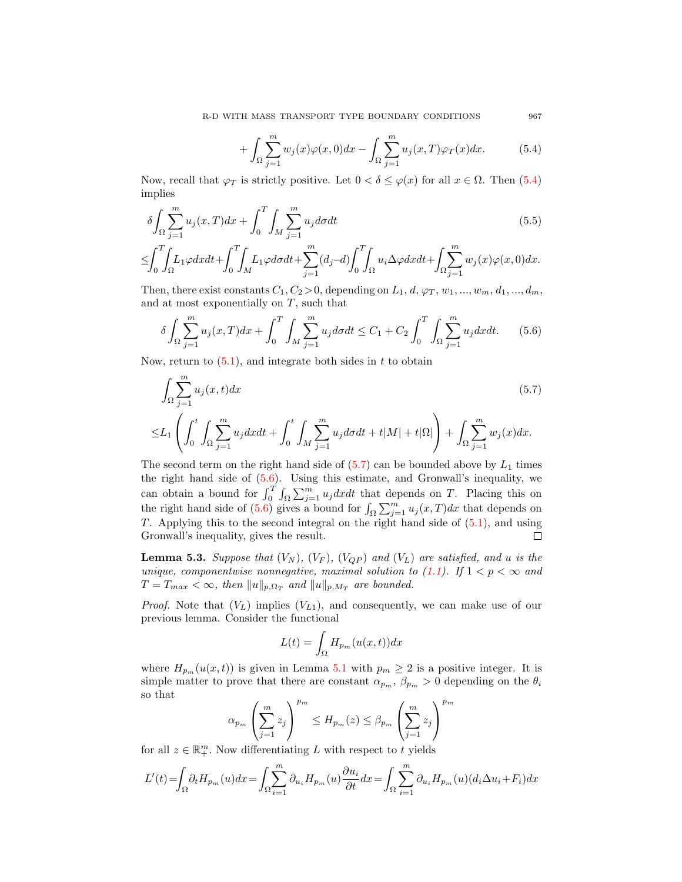$$+\int_\Omega \sum_{j=1}^m w_j(x)\varphi(x,0)dx - \int_\Omega \sum_{j=1}^m u_j(x,T)\varphi_T(x)dx. \tag{5.4}$$

Now, recall that $\varphi_T$ is strictly positive. Let $0 < \delta \le \varphi(x)$ for all $x \in \Omega$. Then (5.4) implies

$$\delta \int_\Omega \sum_{j=1}^m u_j(x,T)dx + \int_0^T \int_M \sum_{j=1}^m u_j d\sigma dt \tag{5.5}$$
$$\le \int_0^T \int_\Omega L_1 \varphi dx dt + \int_0^T \int_M L_1 \varphi d\sigma dt + \sum_{j=1}^m (d_j - d) \int_0^T \int_\Omega u_i \Delta \varphi dx dt + \int_\Omega \sum_{j=1}^m w_j(x)\varphi(x,0)dx.$$

Then, there exist constants $C_1, C_2 > 0$, depending on $L_1$, $d$, $\varphi_T$, $w_1, ..., w_m$, $d_1, ..., d_m$, and at most exponentially on $T$, such that

$$\delta \int_\Omega \sum_{j=1}^m u_j(x,T)dx + \int_0^T \int_M \sum_{j=1}^m u_j d\sigma dt \le C_1 + C_2 \int_0^T \int_\Omega \sum_{j=1}^m u_j dx dt. \tag{5.6}$$

Now, return to (5.1), and integrate both sides in $t$ to obtain

$$\int_\Omega \sum_{j=1}^m u_j(x,t)dx \tag{5.7}$$
$$\le L_1 \left( \int_0^t \int_\Omega \sum_{j=1}^m u_j dx dt + \int_0^t \int_M \sum_{j=1}^m u_j d\sigma dt + t|M| + t|\Omega| \right) + \int_\Omega \sum_{j=1}^m w_j(x)dx.$$

The second term on the right hand side of (5.7) can be bounded above by $L_1$ times the right hand side of (5.6). Using this estimate, and Gronwall's inequality, we can obtain a bound for $\int_0^T \int_\Omega \sum_{j=1}^m u_j dx dt$ that depends on $T$. Placing this on the right hand side of (5.6) gives a bound for $\int_\Omega \sum_{j=1}^m u_j(x,T)dx$ that depends on $T$. Applying this to the second integral on the right hand side of (5.1), and using Gronwall's inequality, gives the result. □

**Lemma 5.3.** *Suppose that $(V_N)$, $(V_F)$, $(V_{QP})$ and $(V_L)$ are satisfied, and $u$ is the unique, componentwise nonnegative, maximal solution to (1.1). If $1 < p < \infty$ and $T = T_{max} < \infty$, then $\|u\|_{p,\Omega_T}$ and $\|u\|_{p,M_T}$ are bounded.*

*Proof.* Note that $(V_L)$ implies $(V_{L1})$, and consequently, we can make use of our previous lemma. Consider the functional

$$L(t) = \int_\Omega H_{p_m}(u(x,t))dx$$

where $H_{p_m}(u(x,t))$ is given in Lemma 5.1 with $p_m \ge 2$ is a positive integer. It is simple matter to prove that there are constant $\alpha_{p_m}$, $\beta_{p_m} > 0$ depending on the $\theta_i$ so that

$$\alpha_{p_m} \left( \sum_{j=1}^m z_j \right)^{p_m} \le H_{p_m}(z) \le \beta_{p_m} \left( \sum_{j=1}^m z_j \right)^{p_m}$$

for all $z \in \mathbb{R}_+^m$. Now differentiating $L$ with respect to $t$ yields

$$L'(t) = \int_\Omega \partial_t H_{p_m}(u)dx = \int_\Omega \sum_{i=1}^m \partial_{u_i} H_{p_m}(u) \frac{\partial u_i}{\partial t} dx = \int_\Omega \sum_{i=1}^m \partial_{u_i} H_{p_m}(u)(d_i \Delta u_i + F_i)dx$$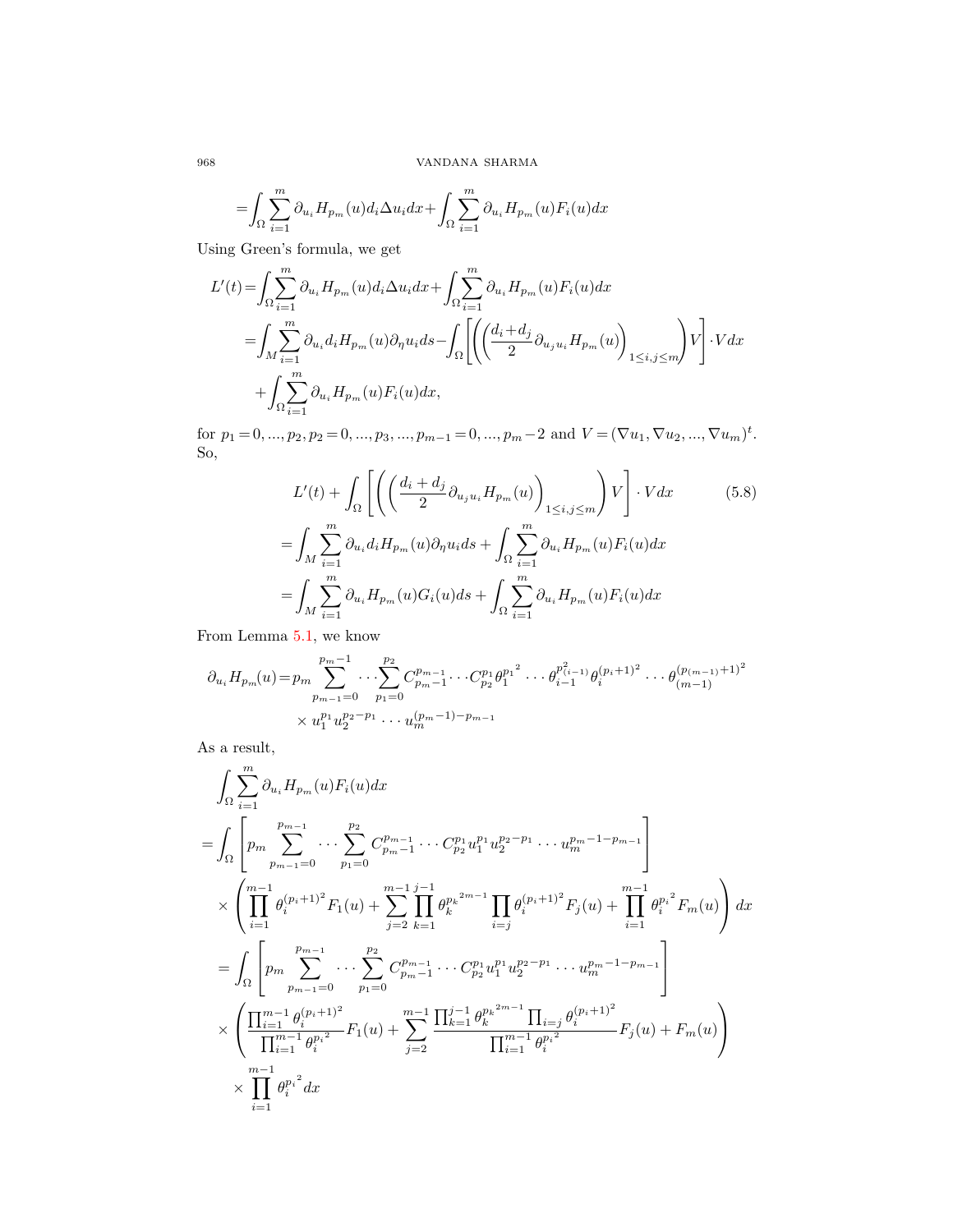$$= \int_\Omega \sum_{i=1}^m \partial_{u_i} H_{p_m}(u) d_i \Delta u_i dx + \int_\Omega \sum_{i=1}^m \partial_{u_i} H_{p_m}(u) F_i(u) dx$$

Using Green's formula, we get

$$\begin{aligned}
L'(t) &= \int_\Omega \sum_{i=1}^m \partial_{u_i} H_{p_m}(u) d_i \Delta u_i dx + \int_\Omega \sum_{i=1}^m \partial_{u_i} H_{p_m}(u) F_i(u) dx \\
&= \int_M \sum_{i=1}^m \partial_{u_i} d_i H_{p_m}(u) \partial_\eta u_i ds - \int_\Omega \left[ \left( \left( \frac{d_i + d_j}{2} \partial_{u_j u_i} H_{p_m}(u) \right)_{1 \le i,j \le m} \right) V \right] \cdot V dx \\
&\quad + \int_\Omega \sum_{i=1}^m \partial_{u_i} H_{p_m}(u) F_i(u) dx,
\end{aligned}$$

for $p_1 = 0, ..., p_2, p_2 = 0, ..., p_3, ..., p_{m-1} = 0, ..., p_m - 2$ and $V = (\nabla u_1, \nabla u_2, ..., \nabla u_m)^t$. So,

$$\begin{aligned}
L'(t) &+ \int_\Omega \left[ \left( \left( \frac{d_i + d_j}{2} \partial_{u_j u_i} H_{p_m}(u) \right)_{1 \le i,j \le m} \right) V \right] \cdot V dx \qquad (5.8) \\
&= \int_M \sum_{i=1}^m \partial_{u_i} d_i H_{p_m}(u) \partial_\eta u_i ds + \int_\Omega \sum_{i=1}^m \partial_{u_i} H_{p_m}(u) F_i(u) dx \\
&= \int_M \sum_{i=1}^m \partial_{u_i} H_{p_m}(u) G_i(u) ds + \int_\Omega \sum_{i=1}^m \partial_{u_i} H_{p_m}(u) F_i(u) dx
\end{aligned}$$

From Lemma 5.1, we know

$$\begin{aligned}
\partial_{u_i} H_{p_m}(u) = p_m \sum_{p_{m-1}=0}^{p_m - 1} \cdots \sum_{p_1=0}^{p_2} C_{p_m-1}^{p_{m-1}} \cdots C_{p_2}^{p_1} \theta_1^{{p_1}^2} \cdots \theta_{i-1}^{p_{(i-1)}^2} \theta_i^{(p_i+1)^2} \cdots \theta_{(m-1)}^{(p_{(m-1)}+1)^2} \\
\times u_1^{p_1} u_2^{p_2 - p_1} \cdots u_m^{(p_m-1)-p_{m-1}}
\end{aligned}$$

As a result,

$$\begin{aligned}
&\int_\Omega \sum_{i=1}^m \partial_{u_i} H_{p_m}(u) F_i(u) dx \\
&= \int_\Omega \left[ p_m \sum_{p_{m-1}=0}^{p_{m-1}} \cdots \sum_{p_1=0}^{p_2} C_{p_m-1}^{p_{m-1}} \cdots C_{p_2}^{p_1} u_1^{p_1} u_2^{p_2-p_1} \cdots u_m^{p_m-1-p_{m-1}} \right] \\
&\quad \times \left( \prod_{i=1}^{m-1} \theta_i^{(p_i+1)^2} F_1(u) + \sum_{j=2}^{m-1} \prod_{k=1}^{j-1} \theta_k^{{p_k}^{2m-1}} \prod_{i=j} \theta_i^{(p_i+1)^2} F_j(u) + \prod_{i=1}^{m-1} \theta_i^{{p_i}^2} F_m(u) \right) dx \\
&= \int_\Omega \left[ p_m \sum_{p_{m-1}=0}^{p_{m-1}} \cdots \sum_{p_1=0}^{p_2} C_{p_m-1}^{p_{m-1}} \cdots C_{p_2}^{p_1} u_1^{p_1} u_2^{p_2-p_1} \cdots u_m^{p_m-1-p_{m-1}} \right] \\
&\quad \times \left( \frac{\prod_{i=1}^{m-1} \theta_i^{(p_i+1)^2}}{\prod_{i=1}^{m-1} \theta_i^{{p_i}^2}} F_1(u) + \sum_{j=2}^{m-1} \frac{\prod_{k=1}^{j-1} \theta_k^{{p_k}^{2m-1}} \prod_{i=j} \theta_i^{(p_i+1)^2}}{\prod_{i=1}^{m-1} \theta_i^{{p_i}^2}} F_j(u) + F_m(u) \right) \\
&\quad \times \prod_{i=1}^{m-1} \theta_i^{{p_i}^2} dx
\end{aligned}$$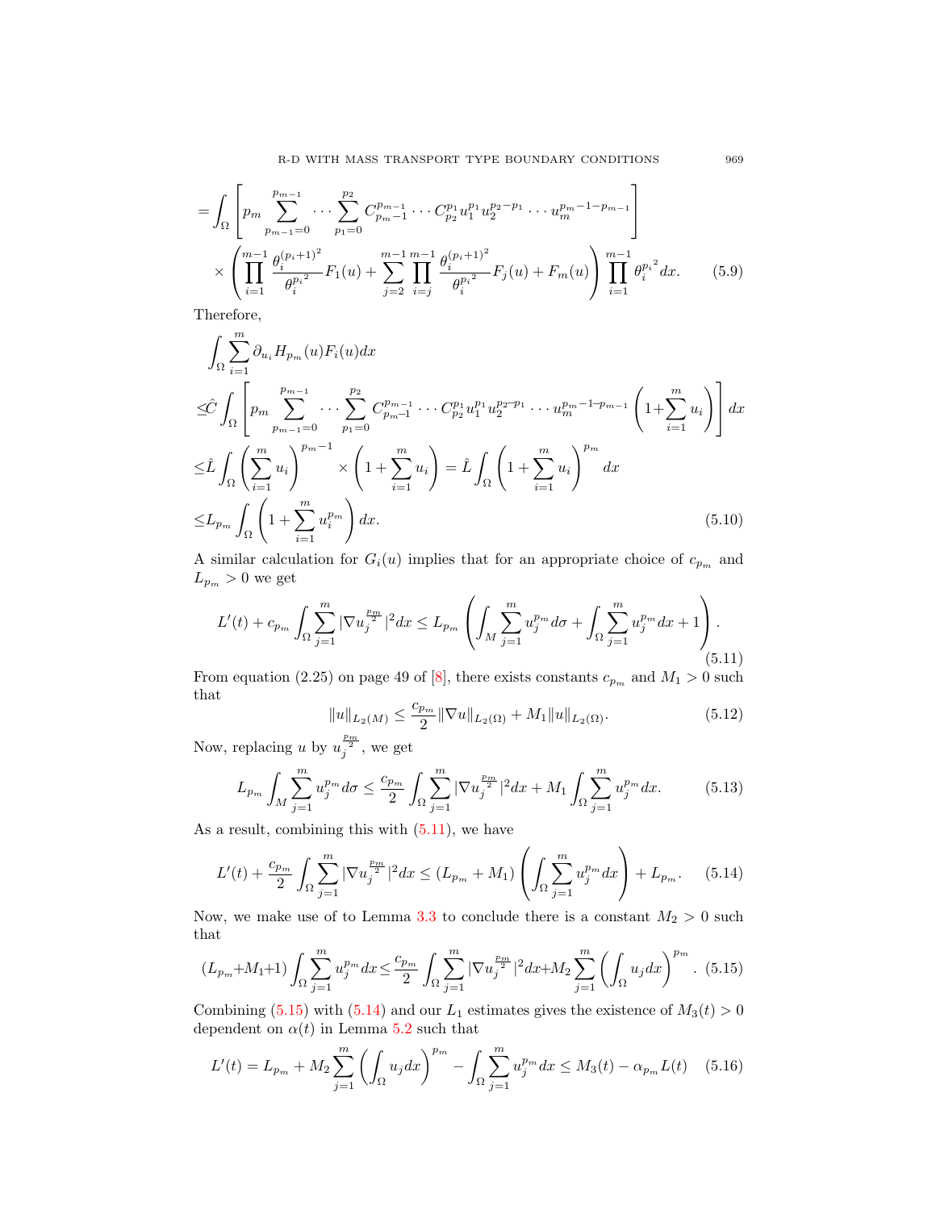$$
\begin{aligned}
&= \int_\Omega \left[ p_m \sum_{p_{m-1}=0}^{p_{m-1}} \cdots \sum_{p_1=0}^{p_2} C_{p_m-1}^{p_{m-1}} \cdots C_{p_2}^{p_1} u_1^{p_1} u_2^{p_2-p_1} \cdots u_m^{p_m-1-p_{m-1}} \right] \\
&\times \left( \prod_{i=1}^{m-1} \frac{\theta_i^{(p_i+1)^2}}{\theta_i^{p_i{}^2}} F_1(u) + \sum_{j=2}^{m-1} \prod_{i=j}^{m-1} \frac{\theta_i^{(p_i+1)^2}}{\theta_i^{p_i{}^2}} F_j(u) + F_m(u) \right) \prod_{i=1}^{m-1} \theta_i^{p_i{}^2} dx. \qquad (5.9)
\end{aligned}
$$

Therefore,

$$
\begin{aligned}
&\int_\Omega \sum_{i=1}^m \partial_{u_i} H_{p_m}(u) F_i(u) dx \\
\leq &\hat{C} \int_\Omega \left[ p_m \sum_{p_{m-1}=0}^{p_{m-1}} \cdots \sum_{p_1=0}^{p_2} C_{p_m-1}^{p_{m-1}} \cdots C_{p_2}^{p_1} u_1^{p_1} u_2^{p_2-p_1} \cdots u_m^{p_m-1-p_{m-1}} \left(1+\sum_{i=1}^m u_i\right) \right] dx \\
\leq &\hat{L} \int_\Omega \left( \sum_{i=1}^m u_i \right)^{p_m-1} \times \left(1+\sum_{i=1}^m u_i\right) = \hat{L} \int_\Omega \left(1+\sum_{i=1}^m u_i\right)^{p_m} dx \\
\leq &L_{p_m} \int_\Omega \left(1+\sum_{i=1}^m u_i^{p_m}\right) dx. \qquad (5.10)
\end{aligned}
$$

A similar calculation for $G_i(u)$ implies that for an appropriate choice of $c_{p_m}$ and $L_{p_m} > 0$ we get

$$
L'(t) + c_{p_m} \int_\Omega \sum_{j=1}^m |\nabla u_j^{\frac{p_m}{2}}|^2 dx \leq L_{p_m} \left( \int_M \sum_{j=1}^m u_j^{p_m} d\sigma + \int_\Omega \sum_{j=1}^m u_j^{p_m} dx + 1 \right). \qquad (5.11)
$$

From equation (2.25) on page 49 of [8], there exists constants $c_{p_m}$ and $M_1 > 0$ such that

$$
\|u\|_{L_2(M)} \leq \frac{c_{p_m}}{2} \|\nabla u\|_{L_2(\Omega)} + M_1 \|u\|_{L_2(\Omega)}. \qquad (5.12)
$$

Now, replacing $u$ by $u_j^{\frac{p_m}{2}}$, we get

$$
L_{p_m} \int_M \sum_{j=1}^m u_j^{p_m} d\sigma \leq \frac{c_{p_m}}{2} \int_\Omega \sum_{j=1}^m |\nabla u_j^{\frac{p_m}{2}}|^2 dx + M_1 \int_\Omega \sum_{j=1}^m u_j^{p_m} dx. \qquad (5.13)
$$

As a result, combining this with (5.11), we have

$$
L'(t) + \frac{c_{p_m}}{2} \int_\Omega \sum_{j=1}^m |\nabla u_j^{\frac{p_m}{2}}|^2 dx \leq (L_{p_m} + M_1) \left( \int_\Omega \sum_{j=1}^m u_j^{p_m} dx \right) + L_{p_m}. \qquad (5.14)
$$

Now, we make use of to Lemma 3.3 to conclude there is a constant $M_2 > 0$ such that

$$
(L_{p_m}+M_1+1) \int_\Omega \sum_{j=1}^m u_j^{p_m} dx \leq \frac{c_{p_m}}{2} \int_\Omega \sum_{j=1}^m |\nabla u_j^{\frac{p_m}{2}}|^2 dx + M_2 \sum_{j=1}^m \left( \int_\Omega u_j dx \right)^{p_m}. \quad (5.15)
$$

Combining (5.15) with (5.14) and our $L_1$ estimates gives the existence of $M_3(t) > 0$ dependent on $\alpha(t)$ in Lemma 5.2 such that

$$
L'(t) = L_{p_m} + M_2 \sum_{j=1}^m \left( \int_\Omega u_j dx \right)^{p_m} - \int_\Omega \sum_{j=1}^m u_j^{p_m} dx \leq M_3(t) - \alpha_{p_m} L(t) \quad (5.16)
$$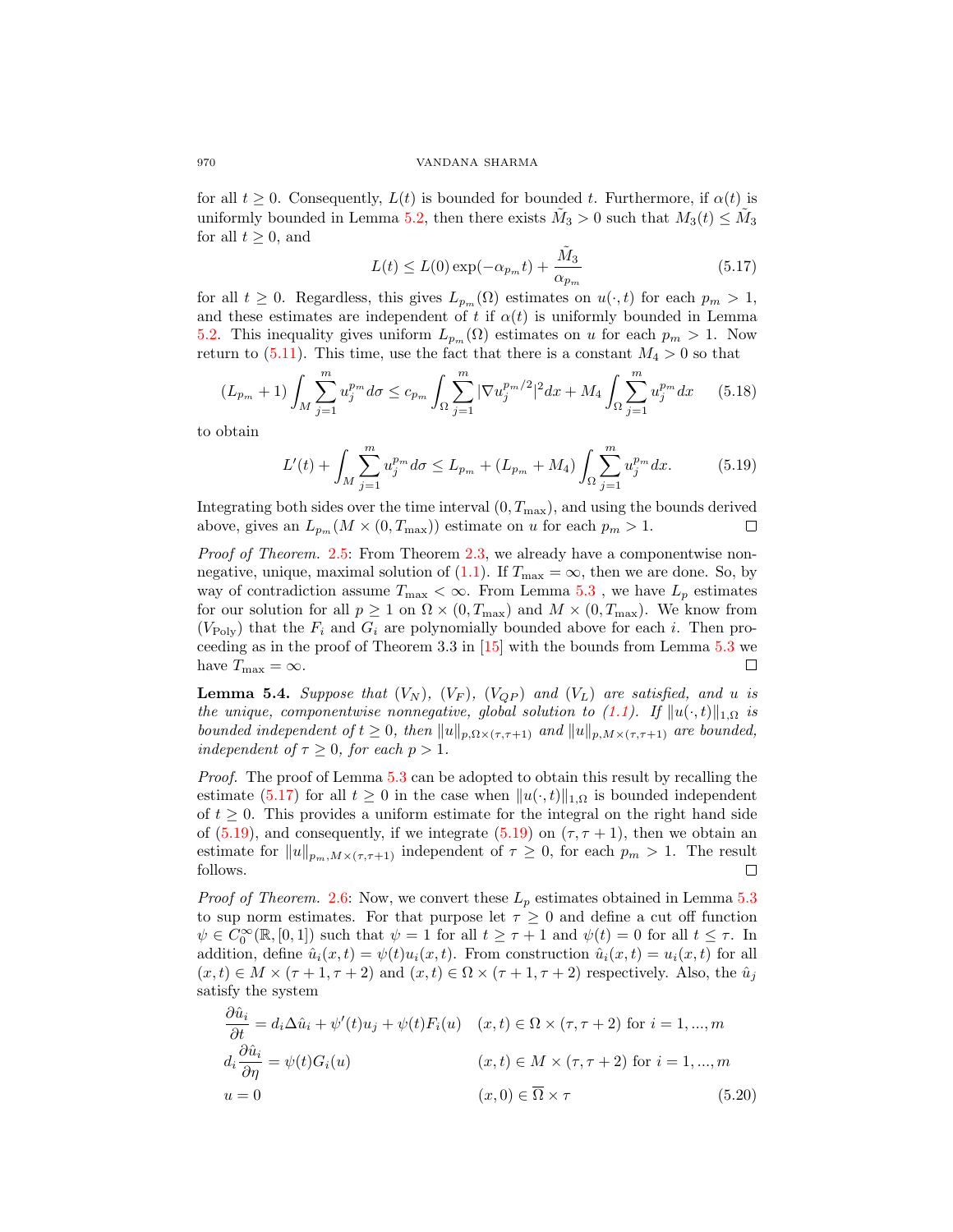for all $t \geq 0$. Consequently, $L(t)$ is bounded for bounded $t$. Furthermore, if $\alpha(t)$ is uniformly bounded in Lemma 5.2, then there exists $\tilde{M}_3 > 0$ such that $M_3(t) \leq \tilde{M}_3$ for all $t \geq 0$, and

$$L(t) \leq L(0)\exp(-\alpha_{p_m} t) + \frac{\tilde{M}_3}{\alpha_{p_m}} \tag{5.17}$$

for all $t \geq 0$. Regardless, this gives $L_{p_m}(\Omega)$ estimates on $u(\cdot,t)$ for each $p_m > 1$, and these estimates are independent of $t$ if $\alpha(t)$ is uniformly bounded in Lemma 5.2. This inequality gives uniform $L_{p_m}(\Omega)$ estimates on $u$ for each $p_m > 1$. Now return to (5.11). This time, use the fact that there is a constant $M_4 > 0$ so that

$$(L_{p_m}+1)\int_M \sum_{j=1}^m u_j^{p_m} d\sigma \leq c_{p_m}\int_\Omega \sum_{j=1}^m |\nabla u_j^{p_m/2}|^2 dx + M_4 \int_\Omega \sum_{j=1}^m u_j^{p_m} dx \tag{5.18}$$

to obtain

$$L'(t) + \int_M \sum_{j=1}^m u_j^{p_m} d\sigma \leq L_{p_m} + (L_{p_m}+M_4)\int_\Omega \sum_{j=1}^m u_j^{p_m} dx. \tag{5.19}$$

Integrating both sides over the time interval $(0, T_{\max})$, and using the bounds derived above, gives an $L_{p_m}(M\times(0,T_{\max}))$ estimate on $u$ for each $p_m > 1$. ∎

*Proof of Theorem.* 2.5: From Theorem 2.3, we already have a componentwise nonnegative, unique, maximal solution of (1.1). If $T_{\max} = \infty$, then we are done. So, by way of contradiction assume $T_{\max} < \infty$. From Lemma 5.3 , we have $L_p$ estimates for our solution for all $p \geq 1$ on $\Omega \times (0, T_{\max})$ and $M \times (0, T_{\max})$. We know from $(V_{\text{Poly}})$ that the $F_i$ and $G_i$ are polynomially bounded above for each $i$. Then proceeding as in the proof of Theorem 3.3 in [15] with the bounds from Lemma 5.3 we have $T_{\max} = \infty$. ∎

**Lemma 5.4.** *Suppose that $(V_N)$, $(V_F)$, $(V_{QP})$ and $(V_L)$ are satisfied, and $u$ is the unique, componentwise nonnegative, global solution to (1.1). If $\|u(\cdot,t)\|_{1,\Omega}$ is bounded independent of $t \geq 0$, then $\|u\|_{p,\Omega\times(\tau,\tau+1)}$ and $\|u\|_{p,M\times(\tau,\tau+1)}$ are bounded, independent of $\tau \geq 0$, for each $p > 1$.*

*Proof.* The proof of Lemma 5.3 can be adopted to obtain this result by recalling the estimate (5.17) for all $t \geq 0$ in the case when $\|u(\cdot,t)\|_{1,\Omega}$ is bounded independent of $t \geq 0$. This provides a uniform estimate for the integral on the right hand side of (5.19), and consequently, if we integrate (5.19) on $(\tau, \tau+1)$, then we obtain an estimate for $\|u\|_{p_m,M\times(\tau,\tau+1)}$ independent of $\tau \geq 0$, for each $p_m > 1$. The result follows. ∎

*Proof of Theorem.* 2.6: Now, we convert these $L_p$ estimates obtained in Lemma 5.3 to sup norm estimates. For that purpose let $\tau \geq 0$ and define a cut off function $\psi \in C_0^\infty(\mathbb{R},[0,1])$ such that $\psi = 1$ for all $t \geq \tau+1$ and $\psi(t) = 0$ for all $t \leq \tau$. In addition, define $\hat{u}_i(x,t) = \psi(t)u_i(x,t)$. From construction $\hat{u}_i(x,t) = u_i(x,t)$ for all $(x,t) \in M \times (\tau+1,\tau+2)$ and $(x,t) \in \Omega \times (\tau+1,\tau+2)$ respectively. Also, the $\hat{u}_j$ satisfy the system

$$\begin{aligned}
&\frac{\partial \hat{u}_i}{\partial t} = d_i \Delta \hat{u}_i + \psi'(t)u_j + \psi(t)F_i(u) && (x,t) \in \Omega \times (\tau,\tau+2) \text{ for } i = 1,...,m\\
&d_i \frac{\partial \hat{u}_i}{\partial \eta} = \psi(t)G_i(u) && (x,t) \in M \times (\tau,\tau+2) \text{ for } i = 1,...,m\\
&u = 0 && (x,0) \in \overline{\Omega} \times \tau
\end{aligned} \tag{5.20}$$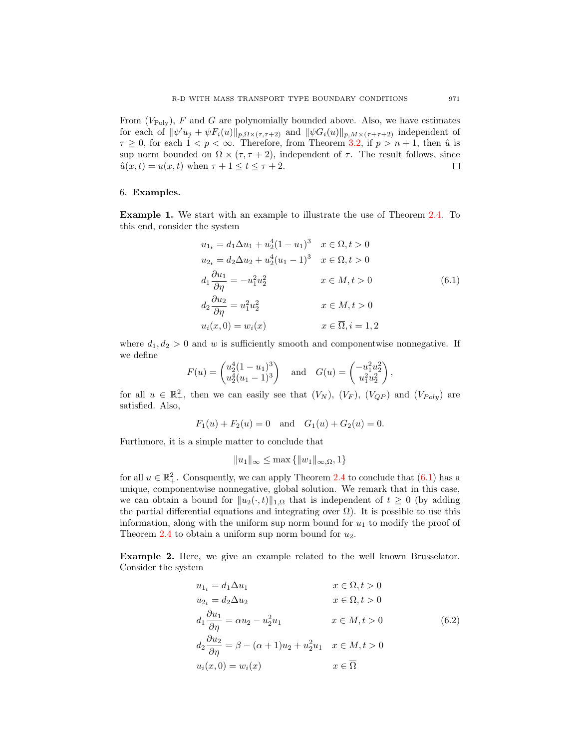From $(V_{\text{Poly}})$, $F$ and $G$ are polynomially bounded above. Also, we have estimates for each of $\|\psi' u_j + \psi F_i(u)\|_{p,\Omega\times(\tau,\tau+2)}$ and $\|\psi G_i(u)\|_{p,M\times(\tau+\tau+2)}$ independent of $\tau \geq 0$, for each $1 < p < \infty$. Therefore, from Theorem 3.2, if $p > n+1$, then $\hat{u}$ is sup norm bounded on $\Omega \times (\tau, \tau+2)$, independent of $\tau$. The result follows, since $\hat{u}(x,t) = u(x,t)$ when $\tau + 1 \leq t \leq \tau + 2$. ◻

## 6. **Examples.**

**Example 1.** We start with an example to illustrate the use of Theorem 2.4. To this end, consider the system

$$
\begin{aligned}
u_{1_t} &= d_1 \Delta u_1 + u_2^4 (1-u_1)^3 && x \in \Omega, t > 0 \\
u_{2_t} &= d_2 \Delta u_2 + u_2^4 (u_1 - 1)^3 && x \in \Omega, t > 0 \\
d_1 \frac{\partial u_1}{\partial \eta} &= -u_1^2 u_2^2 && x \in M, t > 0 \\
d_2 \frac{\partial u_2}{\partial \eta} &= u_1^2 u_2^2 && x \in M, t > 0 \\
u_i(x,0) &= w_i(x) && x \in \overline{\Omega}, i = 1,2
\end{aligned}
\tag{6.1}
$$

where $d_1, d_2 > 0$ and $w$ is sufficiently smooth and componentwise nonnegative. If we define

$$
F(u) = \begin{pmatrix} u_2^4(1-u_1)^3 \\ u_2^4(u_1-1)^3 \end{pmatrix} \quad \text{and} \quad G(u) = \begin{pmatrix} -u_1^2 u_2^2 \\ u_1^2 u_2^2 \end{pmatrix},
$$

for all $u \in \mathbb{R}^2_+$, then we can easily see that $(V_N)$, $(V_F)$, $(V_{QP})$ and $(V_{Poly})$ are satisfied. Also,

$$
F_1(u) + F_2(u) = 0 \quad \text{and} \quad G_1(u) + G_2(u) = 0.
$$

Furthermore, it is a simple matter to conclude that

$$
\|u_1\|_\infty \leq \max\{\|w_1\|_{\infty,\Omega}, 1\}
$$

for all $u \in \mathbb{R}^2_+$. Consquently, we can apply Theorem 2.4 to conclude that (6.1) has a unique, componentwise nonnegative, global solution. We remark that in this case, we can obtain a bound for $\|u_2(\cdot,t)\|_{1,\Omega}$ that is independent of $t \geq 0$ (by adding the partial differential equations and integrating over $\Omega$). It is possible to use this information, along with the uniform sup norm bound for $u_1$ to modify the proof of Theorem 2.4 to obtain a uniform sup norm bound for $u_2$.

**Example 2.** Here, we give an example related to the well known Brusselator. Consider the system

$$
\begin{aligned}
u_{1_t} &= d_1 \Delta u_1 && x \in \Omega, t > 0 \\
u_{2_t} &= d_2 \Delta u_2 && x \in \Omega, t > 0 \\
d_1 \frac{\partial u_1}{\partial \eta} &= \alpha u_2 - u_2^2 u_1 && x \in M, t > 0 \\
d_2 \frac{\partial u_2}{\partial \eta} &= \beta - (\alpha+1) u_2 + u_2^2 u_1 && x \in M, t > 0 \\
u_i(x,0) &= w_i(x) && x \in \overline{\Omega}
\end{aligned}
\tag{6.2}
$$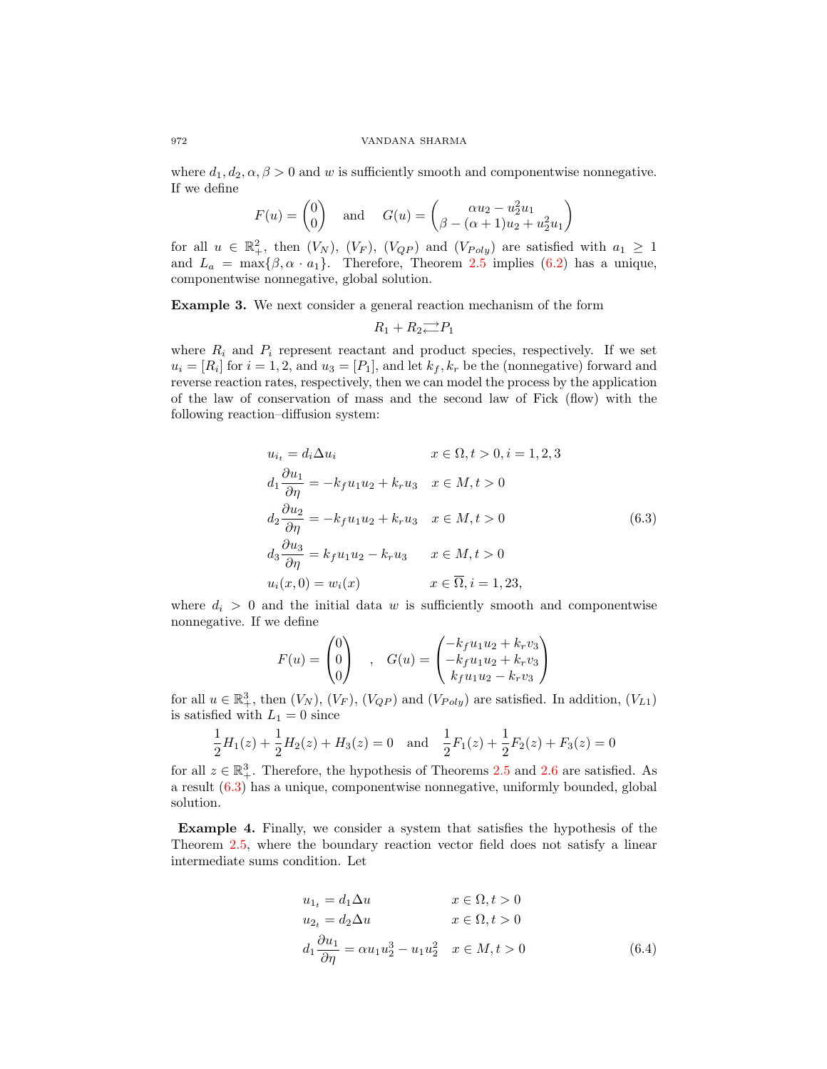where $d_1, d_2, \alpha, \beta > 0$ and $w$ is sufficiently smooth and componentwise nonnegative. If we define

$$F(u) = \begin{pmatrix} 0 \\ 0 \end{pmatrix} \quad \text{and} \quad G(u) = \begin{pmatrix} \alpha u_2 - u_2^2 u_1 \\ \beta - (\alpha+1)u_2 + u_2^2 u_1 \end{pmatrix}$$

for all $u \in \mathbb{R}_+^2$, then $(V_N)$, $(V_F)$, $(V_{QP})$ and $(V_{Poly})$ are satisfied with $a_1 \geq 1$ and $L_a = \max\{\beta, \alpha \cdot a_1\}$. Therefore, Theorem 2.5 implies (6.2) has a unique, componentwise nonnegative, global solution.

**Example 3.** We next consider a general reaction mechanism of the form

$$R_1 + R_2 \rightleftharpoons P_1$$

where $R_i$ and $P_i$ represent reactant and product species, respectively. If we set $u_i = [R_i]$ for $i = 1, 2$, and $u_3 = [P_1]$, and let $k_f, k_r$ be the (nonnegative) forward and reverse reaction rates, respectively, then we can model the process by the application of the law of conservation of mass and the second law of Fick (flow) with the following reaction–diffusion system:

$$\begin{aligned}
&u_{i_t} = d_i \Delta u_i & & x \in \Omega, t > 0, i = 1, 2, 3 \\
&d_1 \frac{\partial u_1}{\partial \eta} = -k_f u_1 u_2 + k_r u_3 & & x \in M, t > 0 \\
&d_2 \frac{\partial u_2}{\partial \eta} = -k_f u_1 u_2 + k_r u_3 & & x \in M, t > 0 \\
&d_3 \frac{\partial u_3}{\partial \eta} = k_f u_1 u_2 - k_r u_3 & & x \in M, t > 0 \\
&u_i(x, 0) = w_i(x) & & x \in \overline{\Omega}, i = 1, 23,
\end{aligned} \tag{6.3}$$

where $d_i > 0$ and the initial data $w$ is sufficiently smooth and componentwise nonnegative. If we define

$$F(u) = \begin{pmatrix} 0 \\ 0 \\ 0 \end{pmatrix} \quad , \quad G(u) = \begin{pmatrix} -k_f u_1 u_2 + k_r v_3 \\ -k_f u_1 u_2 + k_r v_3 \\ k_f u_1 u_2 - k_r v_3 \end{pmatrix}$$

for all $u \in \mathbb{R}_+^3$, then $(V_N)$, $(V_F)$, $(V_{QP})$ and $(V_{Poly})$ are satisfied. In addition, $(V_{L1})$ is satisfied with $L_1 = 0$ since

$$\frac{1}{2}H_1(z) + \frac{1}{2}H_2(z) + H_3(z) = 0 \quad \text{and} \quad \frac{1}{2}F_1(z) + \frac{1}{2}F_2(z) + F_3(z) = 0$$

for all $z \in \mathbb{R}_+^3$. Therefore, the hypothesis of Theorems 2.5 and 2.6 are satisfied. As a result (6.3) has a unique, componentwise nonnegative, uniformly bounded, global solution.

**Example 4.** Finally, we consider a system that satisfies the hypothesis of the Theorem 2.5, where the boundary reaction vector field does not satisfy a linear intermediate sums condition. Let

$$\begin{aligned}
&u_{1_t} = d_1 \Delta u & & x \in \Omega, t > 0 \\
&u_{2_t} = d_2 \Delta u & & x \in \Omega, t > 0 \\
&d_1 \frac{\partial u_1}{\partial \eta} = \alpha u_1 u_2^3 - u_1 u_2^2 & & x \in M, t > 0
\end{aligned} \tag{6.4}$$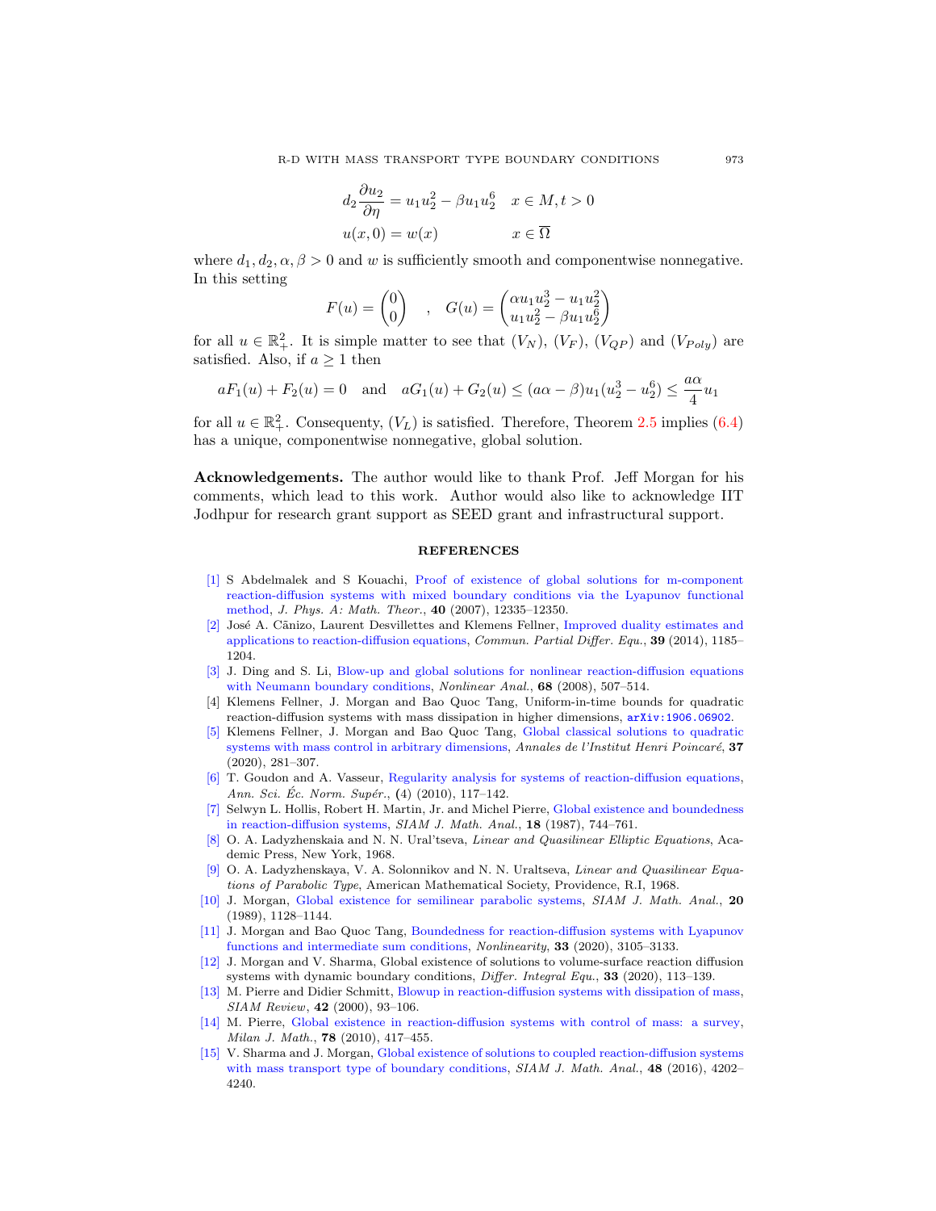$$
\begin{aligned}
d_2\frac{\partial u_2}{\partial \eta} &= u_1u_2^2 - \beta u_1 u_2^6 \quad & x\in M, t>0\\
u(x,0) &= w(x) & x\in \overline{\Omega}
\end{aligned}
$$

where $d_1, d_2, \alpha, \beta > 0$ and $w$ is sufficiently smooth and componentwise nonnegative. In this setting

$$
F(u) = \begin{pmatrix} 0 \\ 0 \end{pmatrix} \quad , \quad G(u) = \begin{pmatrix} \alpha u_1 u_2^3 - u_1 u_2^2 \\ u_1 u_2^2 - \beta u_1 u_2^6 \end{pmatrix}
$$

for all $u \in \mathbb{R}^2_+$. It is simple matter to see that $(V_N)$, $(V_F)$, $(V_{QP})$ and $(V_{Poly})$ are satisfied. Also, if $a \geq 1$ then

$$
aF_1(u) + F_2(u) = 0 \quad \text{and} \quad aG_1(u) + G_2(u) \leq (a\alpha - \beta)u_1(u_2^3 - u_2^6) \leq \frac{a\alpha}{4}u_1
$$

for all $u \in \mathbb{R}^2_+$. Consequenty, $(V_L)$ is satisfied. Therefore, Theorem 2.5 implies (6.4) has a unique, componentwise nonnegative, global solution.

**Acknowledgements.** The author would like to thank Prof. Jeff Morgan for his comments, which lead to this work. Author would also like to acknowledge IIT Jodhpur for research grant support as SEED grant and infrastructural support.

## REFERENCES

[1] S Abdelmalek and S Kouachi, Proof of existence of global solutions for m-component reaction-diffusion systems with mixed boundary conditions via the Lyapunov functional method, *J. Phys. A: Math. Theor.*, **40** (2007), 12335–12350.

[2] José A. Cãnizo, Laurent Desvillettes and Klemens Fellner, Improved duality estimates and applications to reaction-diffusion equations, *Commun. Partial Differ. Equ.*, **39** (2014), 1185–1204.

[3] J. Ding and S. Li, Blow-up and global solutions for nonlinear reaction-diffusion equations with Neumann boundary conditions, *Nonlinear Anal.*, **68** (2008), 507–514.

[4] Klemens Fellner, J. Morgan and Bao Quoc Tang, Uniform-in-time bounds for quadratic reaction-diffusion systems with mass dissipation in higher dimensions, arXiv:1906.06902.

[5] Klemens Fellner, J. Morgan and Bao Quoc Tang, Global classical solutions to quadratic systems with mass control in arbitrary dimensions, *Annales de l'Institut Henri Poincaré*, **37** (2020), 281–307.

[6] T. Goudon and A. Vasseur, Regularity analysis for systems of reaction-diffusion equations, *Ann. Sci. Éc. Norm. Supér.*, **(**4) (2010), 117–142.

[7] Selwyn L. Hollis, Robert H. Martin, Jr. and Michel Pierre, Global existence and boundedness in reaction-diffusion systems, *SIAM J. Math. Anal.*, **18** (1987), 744–761.

[8] O. A. Ladyzhenskaia and N. N. Ural'tseva, *Linear and Quasilinear Elliptic Equations*, Academic Press, New York, 1968.

[9] O. A. Ladyzhenskaya, V. A. Solonnikov and N. N. Uraltseva, *Linear and Quasilinear Equations of Parabolic Type*, American Mathematical Society, Providence, R.I, 1968.

[10] J. Morgan, Global existence for semilinear parabolic systems, *SIAM J. Math. Anal.*, **20** (1989), 1128–1144.

[11] J. Morgan and Bao Quoc Tang, Boundedness for reaction-diffusion systems with Lyapunov functions and intermediate sum conditions, *Nonlinearity*, **33** (2020), 3105–3133.

[12] J. Morgan and V. Sharma, Global existence of solutions to volume-surface reaction diffusion systems with dynamic boundary conditions, *Differ. Integral Equ.*, **33** (2020), 113–139.

[13] M. Pierre and Didier Schmitt, Blowup in reaction-diffusion systems with dissipation of mass, *SIAM Review*, **42** (2000), 93–106.

[14] M. Pierre, Global existence in reaction-diffusion systems with control of mass: a survey, *Milan J. Math.*, **78** (2010), 417–455.

[15] V. Sharma and J. Morgan, Global existence of solutions to coupled reaction-diffusion systems with mass transport type of boundary conditions, *SIAM J. Math. Anal.*, **48** (2016), 4202–4240.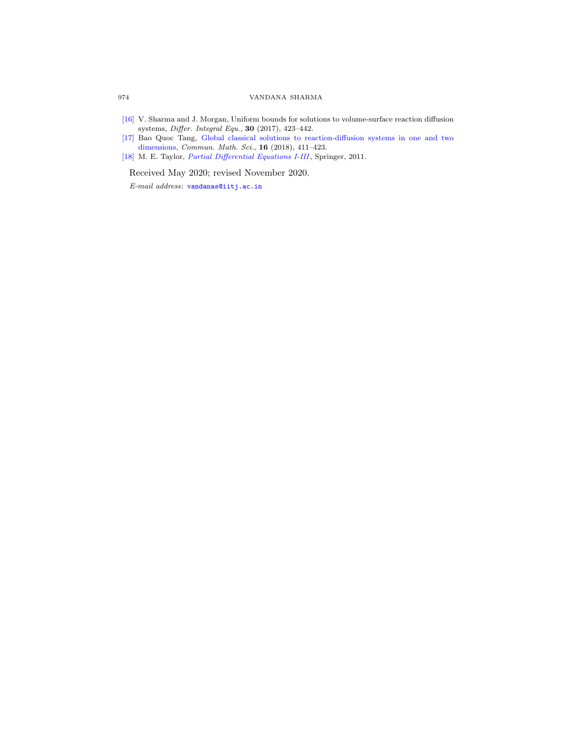[16] V. Sharma and J. Morgan, Uniform bounds for solutions to volume-surface reaction diffusion systems, *Differ. Integral Equ.*, **30** (2017), 423–442.

[17] Bao Quoc Tang, Global classical solutions to reaction-diffusion systems in one and two dimensions, *Commun. Math. Sci.*, **16** (2018), 411–423.

[18] M. E. Taylor, *Partial Differential Equations I-III*, Springer, 2011.

Received May 2020; revised November 2020.

*E-mail address*: `vandanas@iitj.ac.in`